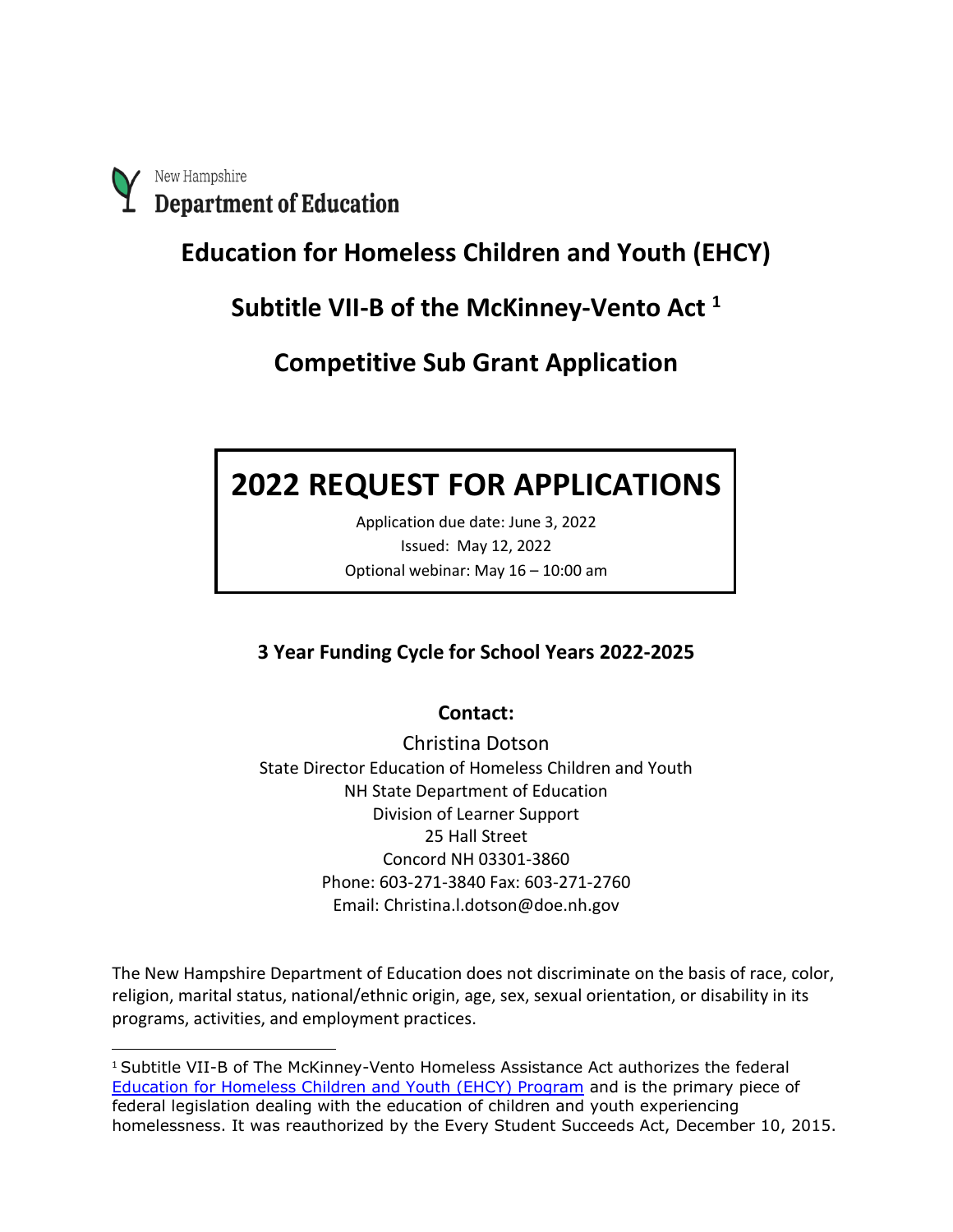New Hampshire
**Department of Education**

# Education for Homeless Children and Youth (EHCY)

# Subtitle VII-B of the McKinney-Vento Act [1]

# Competitive Sub Grant Application

## 2022 REQUEST FOR APPLICATIONS

Application due date: June 3, 2022

Issued: May 12, 2022

Optional webinar: May 16 – 10:00 am

### 3 Year Funding Cycle for School Years 2022-2025

### Contact:

Christina Dotson
State Director Education of Homeless Children and Youth
NH State Department of Education
Division of Learner Support
25 Hall Street
Concord NH 03301-3860
Phone: 603-271-3840 Fax: 603-271-2760
Email: Christina.l.dotson@doe.nh.gov

The New Hampshire Department of Education does not discriminate on the basis of race, color, religion, marital status, national/ethnic origin, age, sex, sexual orientation, or disability in its programs, activities, and employment practices.

---

[1] Subtitle VII-B of The McKinney-Vento Homeless Assistance Act authorizes the federal Education for Homeless Children and Youth (EHCY) Program and is the primary piece of federal legislation dealing with the education of children and youth experiencing homelessness. It was reauthorized by the Every Student Succeeds Act, December 10, 2015.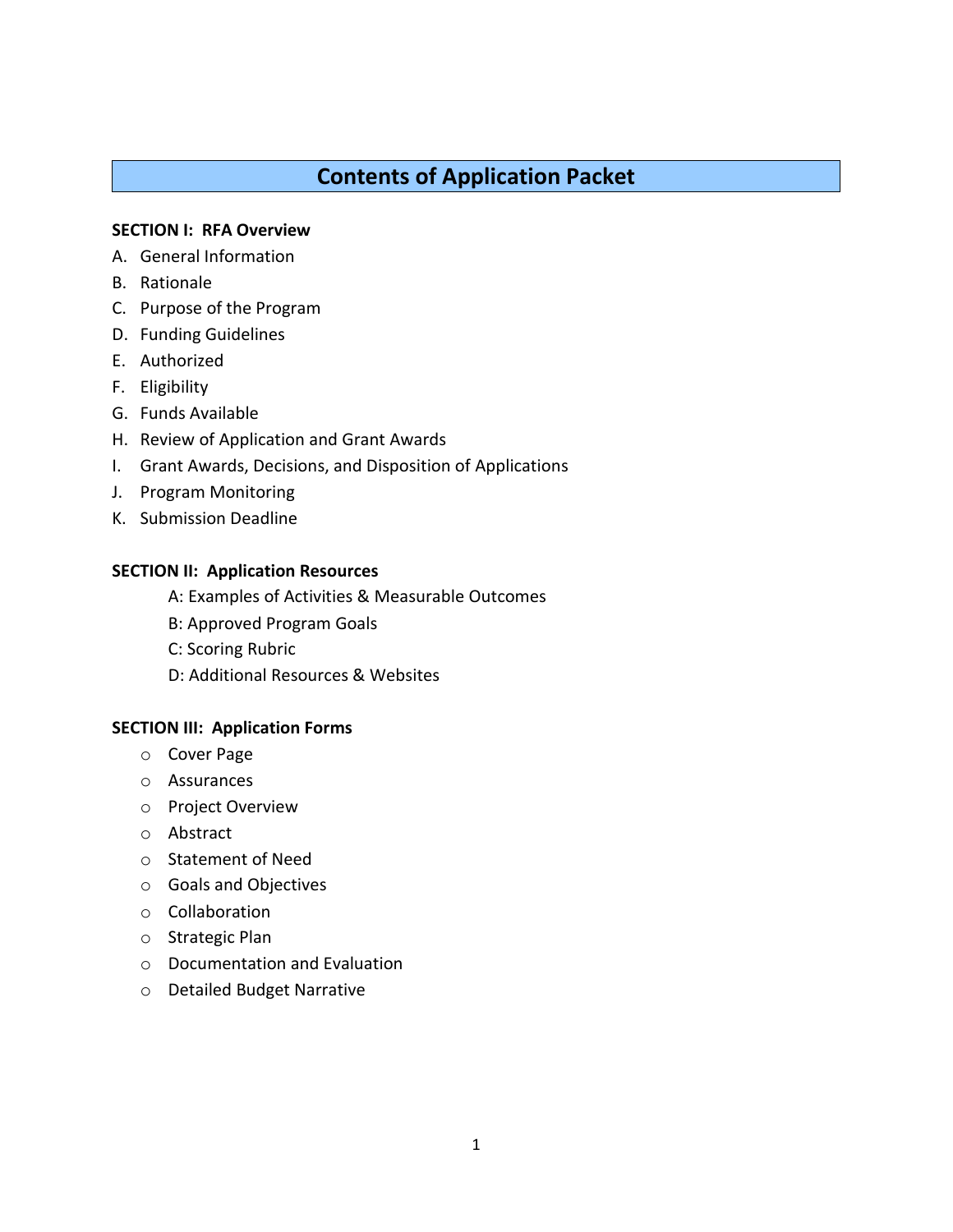# Contents of Application Packet

**SECTION I: RFA Overview**

A. General Information
B. Rationale
C. Purpose of the Program
D. Funding Guidelines
E. Authorized
F. Eligibility
G. Funds Available
H. Review of Application and Grant Awards
I. Grant Awards, Decisions, and Disposition of Applications
J. Program Monitoring
K. Submission Deadline

**SECTION II: Application Resources**

A: Examples of Activities & Measurable Outcomes
B: Approved Program Goals
C: Scoring Rubric
D: Additional Resources & Websites

**SECTION III: Application Forms**

- Cover Page
- Assurances
- Project Overview
- Abstract
- Statement of Need
- Goals and Objectives
- Collaboration
- Strategic Plan
- Documentation and Evaluation
- Detailed Budget Narrative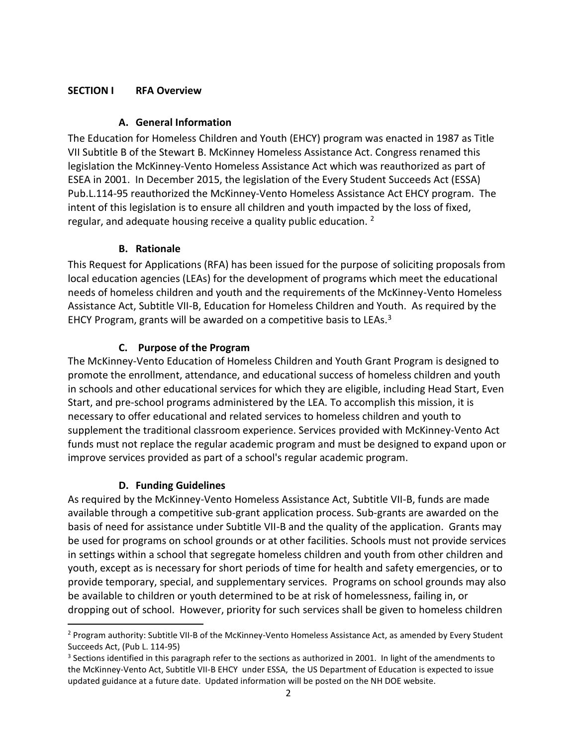## SECTION I RFA Overview

### A. General Information

The Education for Homeless Children and Youth (EHCY) program was enacted in 1987 as Title VII Subtitle B of the Stewart B. McKinney Homeless Assistance Act. Congress renamed this legislation the McKinney-Vento Homeless Assistance Act which was reauthorized as part of ESEA in 2001. In December 2015, the legislation of the Every Student Succeeds Act (ESSA) Pub.L.114-95 reauthorized the McKinney-Vento Homeless Assistance Act EHCY program. The intent of this legislation is to ensure all children and youth impacted by the loss of fixed, regular, and adequate housing receive a quality public education. [2]

### B. Rationale

This Request for Applications (RFA) has been issued for the purpose of soliciting proposals from local education agencies (LEAs) for the development of programs which meet the educational needs of homeless children and youth and the requirements of the McKinney-Vento Homeless Assistance Act, Subtitle VII-B, Education for Homeless Children and Youth. As required by the EHCY Program, grants will be awarded on a competitive basis to LEAs.[3]

### C. Purpose of the Program

The McKinney-Vento Education of Homeless Children and Youth Grant Program is designed to promote the enrollment, attendance, and educational success of homeless children and youth in schools and other educational services for which they are eligible, including Head Start, Even Start, and pre-school programs administered by the LEA. To accomplish this mission, it is necessary to offer educational and related services to homeless children and youth to supplement the traditional classroom experience. Services provided with McKinney-Vento Act funds must not replace the regular academic program and must be designed to expand upon or improve services provided as part of a school's regular academic program.

### D. Funding Guidelines

As required by the McKinney-Vento Homeless Assistance Act, Subtitle VII-B, funds are made available through a competitive sub-grant application process. Sub-grants are awarded on the basis of need for assistance under Subtitle VII-B and the quality of the application. Grants may be used for programs on school grounds or at other facilities. Schools must not provide services in settings within a school that segregate homeless children and youth from other children and youth, except as is necessary for short periods of time for health and safety emergencies, or to provide temporary, special, and supplementary services. Programs on school grounds may also be available to children or youth determined to be at risk of homelessness, failing in, or dropping out of school. However, priority for such services shall be given to homeless children

---

[2] Program authority: Subtitle VII-B of the McKinney-Vento Homeless Assistance Act, as amended by Every Student Succeeds Act, (Pub L. 114-95)

[3] Sections identified in this paragraph refer to the sections as authorized in 2001. In light of the amendments to the McKinney-Vento Act, Subtitle VII-B EHCY under ESSA, the US Department of Education is expected to issue updated guidance at a future date. Updated information will be posted on the NH DOE website.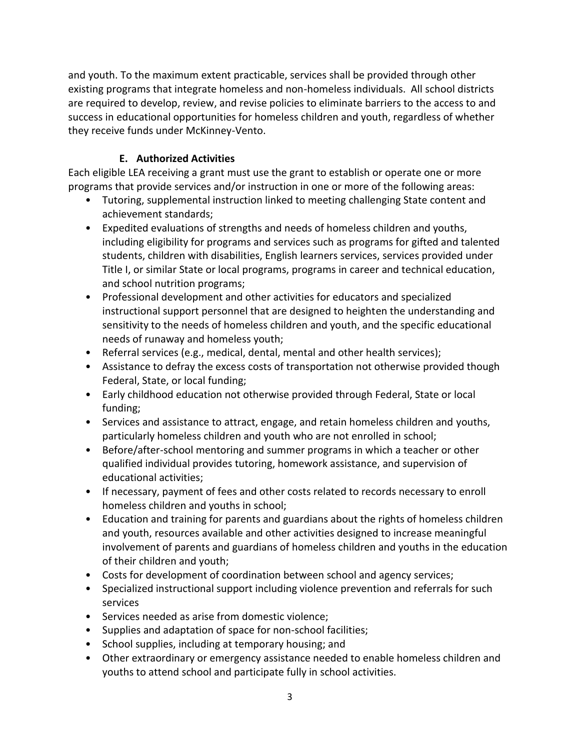and youth. To the maximum extent practicable, services shall be provided through other existing programs that integrate homeless and non-homeless individuals. All school districts are required to develop, review, and revise policies to eliminate barriers to the access to and success in educational opportunities for homeless children and youth, regardless of whether they receive funds under McKinney-Vento.

### E. Authorized Activities

Each eligible LEA receiving a grant must use the grant to establish or operate one or more programs that provide services and/or instruction in one or more of the following areas:

- Tutoring, supplemental instruction linked to meeting challenging State content and achievement standards;
- Expedited evaluations of strengths and needs of homeless children and youths, including eligibility for programs and services such as programs for gifted and talented students, children with disabilities, English learners services, services provided under Title I, or similar State or local programs, programs in career and technical education, and school nutrition programs;
- Professional development and other activities for educators and specialized instructional support personnel that are designed to heighten the understanding and sensitivity to the needs of homeless children and youth, and the specific educational needs of runaway and homeless youth;
- Referral services (e.g., medical, dental, mental and other health services);
- Assistance to defray the excess costs of transportation not otherwise provided though Federal, State, or local funding;
- Early childhood education not otherwise provided through Federal, State or local funding;
- Services and assistance to attract, engage, and retain homeless children and youths, particularly homeless children and youth who are not enrolled in school;
- Before/after-school mentoring and summer programs in which a teacher or other qualified individual provides tutoring, homework assistance, and supervision of educational activities;
- If necessary, payment of fees and other costs related to records necessary to enroll homeless children and youths in school;
- Education and training for parents and guardians about the rights of homeless children and youth, resources available and other activities designed to increase meaningful involvement of parents and guardians of homeless children and youths in the education of their children and youth;
- Costs for development of coordination between school and agency services;
- Specialized instructional support including violence prevention and referrals for such services
- Services needed as arise from domestic violence;
- Supplies and adaptation of space for non-school facilities;
- School supplies, including at temporary housing; and
- Other extraordinary or emergency assistance needed to enable homeless children and youths to attend school and participate fully in school activities.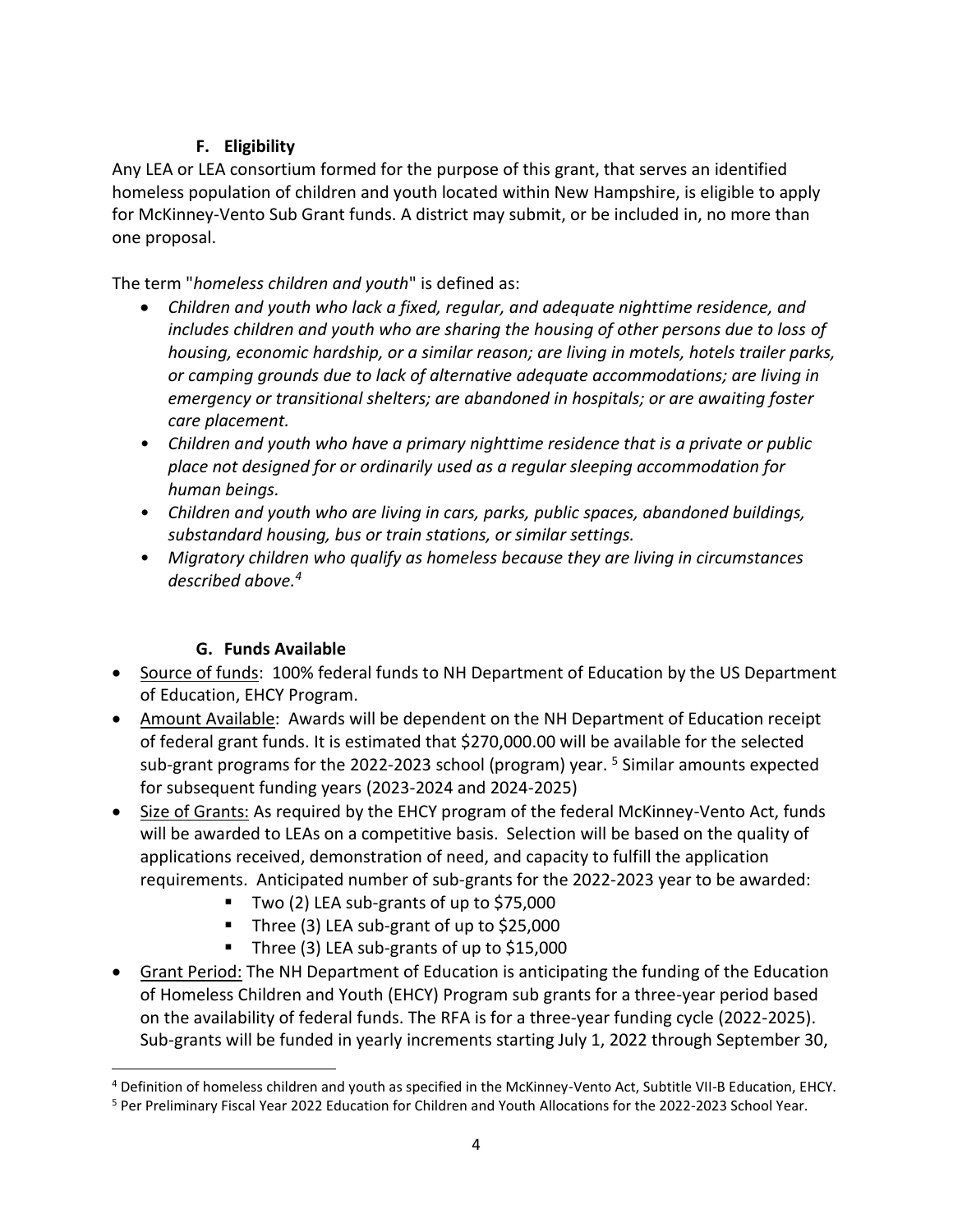### F. Eligibility

Any LEA or LEA consortium formed for the purpose of this grant, that serves an identified homeless population of children and youth located within New Hampshire, is eligible to apply for McKinney-Vento Sub Grant funds. A district may submit, or be included in, no more than one proposal.

The term "*homeless children and youth*" is defined as:

- *Children and youth who lack a fixed, regular, and adequate nighttime residence, and includes children and youth who are sharing the housing of other persons due to loss of housing, economic hardship, or a similar reason; are living in motels, hotels trailer parks, or camping grounds due to lack of alternative adequate accommodations; are living in emergency or transitional shelters; are abandoned in hospitals; or are awaiting foster care placement.*
- *Children and youth who have a primary nighttime residence that is a private or public place not designed for or ordinarily used as a regular sleeping accommodation for human beings.*
- *Children and youth who are living in cars, parks, public spaces, abandoned buildings, substandard housing, bus or train stations, or similar settings.*
- *Migratory children who qualify as homeless because they are living in circumstances described above.*[4]

### G. Funds Available

- Source of funds: 100% federal funds to NH Department of Education by the US Department of Education, EHCY Program.
- Amount Available: Awards will be dependent on the NH Department of Education receipt of federal grant funds. It is estimated that $270,000.00 will be available for the selected sub-grant programs for the 2022-2023 school (program) year. [5] Similar amounts expected for subsequent funding years (2023-2024 and 2024-2025)
- Size of Grants: As required by the EHCY program of the federal McKinney-Vento Act, funds will be awarded to LEAs on a competitive basis. Selection will be based on the quality of applications received, demonstration of need, and capacity to fulfill the application requirements. Anticipated number of sub-grants for the 2022-2023 year to be awarded:
  - Two (2) LEA sub-grants of up to $75,000
  - Three (3) LEA sub-grant of up to $25,000
  - Three (3) LEA sub-grants of up to $15,000
- Grant Period: The NH Department of Education is anticipating the funding of the Education of Homeless Children and Youth (EHCY) Program sub grants for a three-year period based on the availability of federal funds. The RFA is for a three-year funding cycle (2022-2025). Sub-grants will be funded in yearly increments starting July 1, 2022 through September 30,

---

[4] Definition of homeless children and youth as specified in the McKinney-Vento Act, Subtitle VII-B Education, EHCY.

[5] Per Preliminary Fiscal Year 2022 Education for Children and Youth Allocations for the 2022-2023 School Year.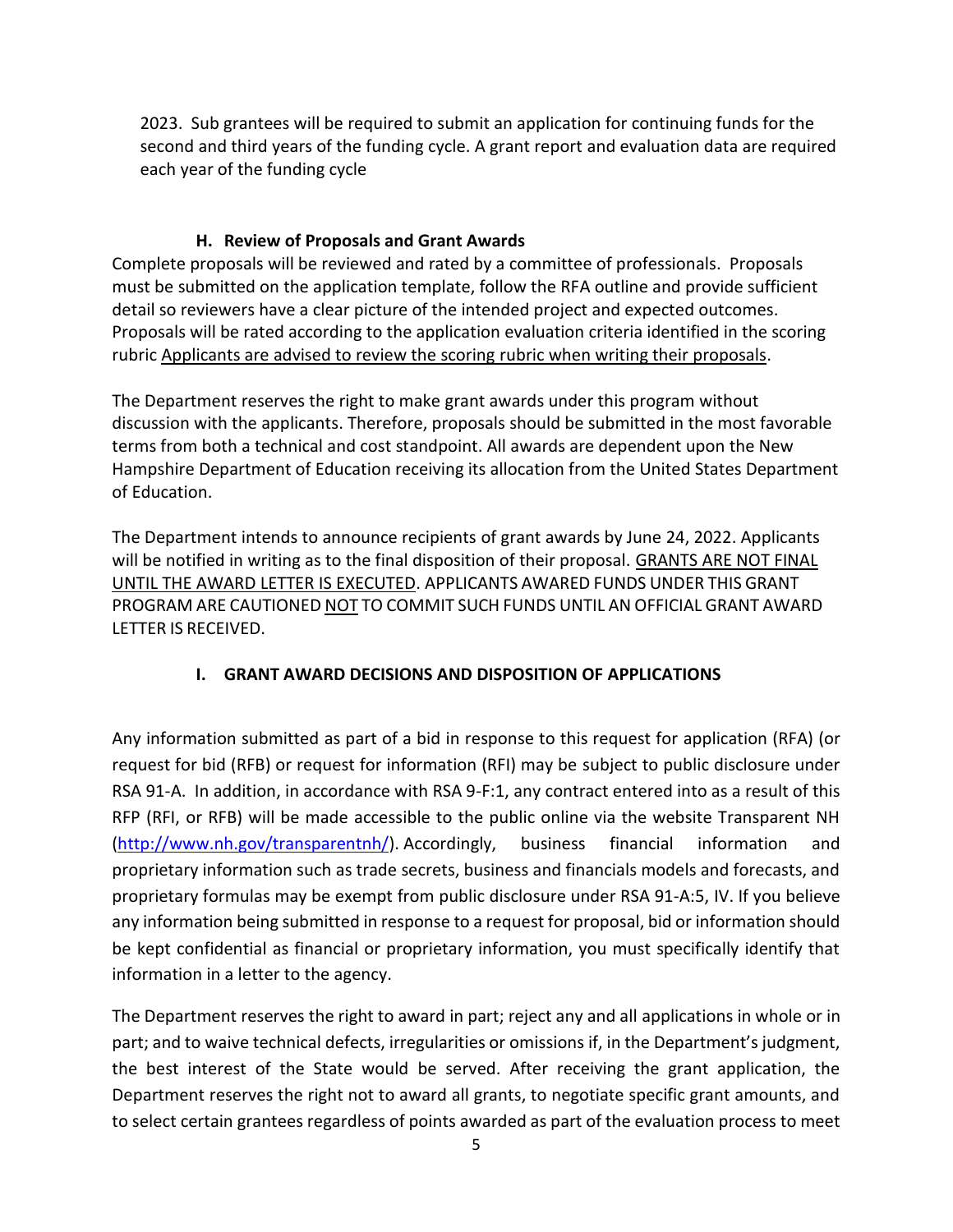2023. Sub grantees will be required to submit an application for continuing funds for the second and third years of the funding cycle. A grant report and evaluation data are required each year of the funding cycle

### H. Review of Proposals and Grant Awards

Complete proposals will be reviewed and rated by a committee of professionals. Proposals must be submitted on the application template, follow the RFA outline and provide sufficient detail so reviewers have a clear picture of the intended project and expected outcomes. Proposals will be rated according to the application evaluation criteria identified in the scoring rubric <u>Applicants are advised to review the scoring rubric when writing their proposals</u>.

The Department reserves the right to make grant awards under this program without discussion with the applicants. Therefore, proposals should be submitted in the most favorable terms from both a technical and cost standpoint. All awards are dependent upon the New Hampshire Department of Education receiving its allocation from the United States Department of Education.

The Department intends to announce recipients of grant awards by June 24, 2022. Applicants will be notified in writing as to the final disposition of their proposal. <u>GRANTS ARE NOT FINAL UNTIL THE AWARD LETTER IS EXECUTED</u>. APPLICANTS AWARDED FUNDS UNDER THIS GRANT PROGRAM ARE CAUTIONED <u>NOT</u> TO COMMIT SUCH FUNDS UNTIL AN OFFICIAL GRANT AWARD LETTER IS RECEIVED.

### I. GRANT AWARD DECISIONS AND DISPOSITION OF APPLICATIONS

Any information submitted as part of a bid in response to this request for application (RFA) (or request for bid (RFB) or request for information (RFI) may be subject to public disclosure under RSA 91-A. In addition, in accordance with RSA 9-F:1, any contract entered into as a result of this RFP (RFI, or RFB) will be made accessible to the public online via the website Transparent NH (http://www.nh.gov/transparentnh/). Accordingly, business financial information and proprietary information such as trade secrets, business and financials models and forecasts, and proprietary formulas may be exempt from public disclosure under RSA 91-A:5, IV. If you believe any information being submitted in response to a request for proposal, bid or information should be kept confidential as financial or proprietary information, you must specifically identify that information in a letter to the agency.

The Department reserves the right to award in part; reject any and all applications in whole or in part; and to waive technical defects, irregularities or omissions if, in the Department's judgment, the best interest of the State would be served. After receiving the grant application, the Department reserves the right not to award all grants, to negotiate specific grant amounts, and to select certain grantees regardless of points awarded as part of the evaluation process to meet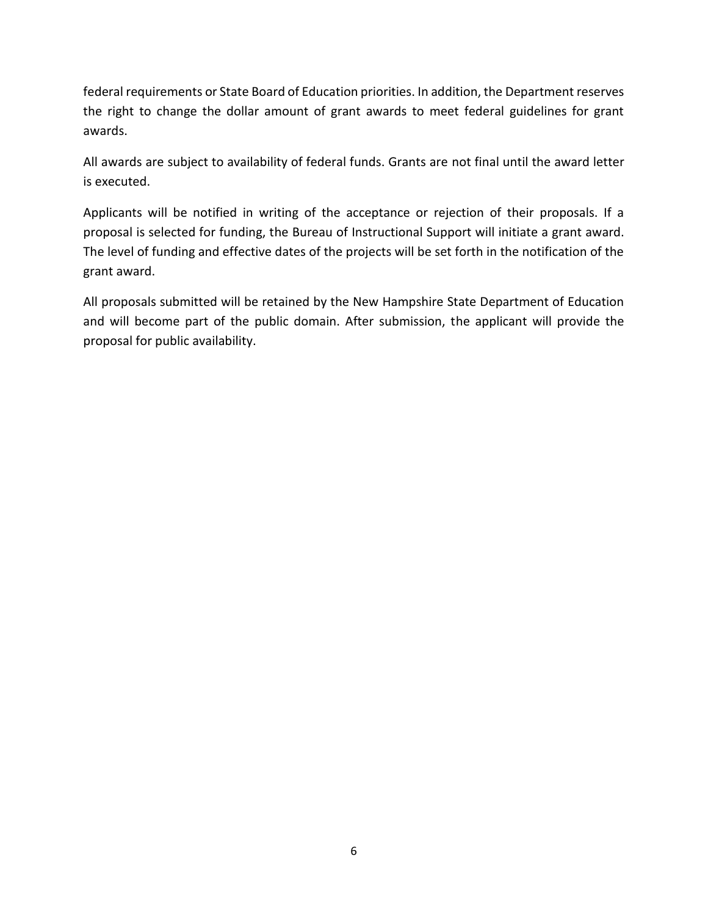federal requirements or State Board of Education priorities. In addition, the Department reserves the right to change the dollar amount of grant awards to meet federal guidelines for grant awards.

All awards are subject to availability of federal funds. Grants are not final until the award letter is executed.

Applicants will be notified in writing of the acceptance or rejection of their proposals. If a proposal is selected for funding, the Bureau of Instructional Support will initiate a grant award. The level of funding and effective dates of the projects will be set forth in the notification of the grant award.

All proposals submitted will be retained by the New Hampshire State Department of Education and will become part of the public domain. After submission, the applicant will provide the proposal for public availability.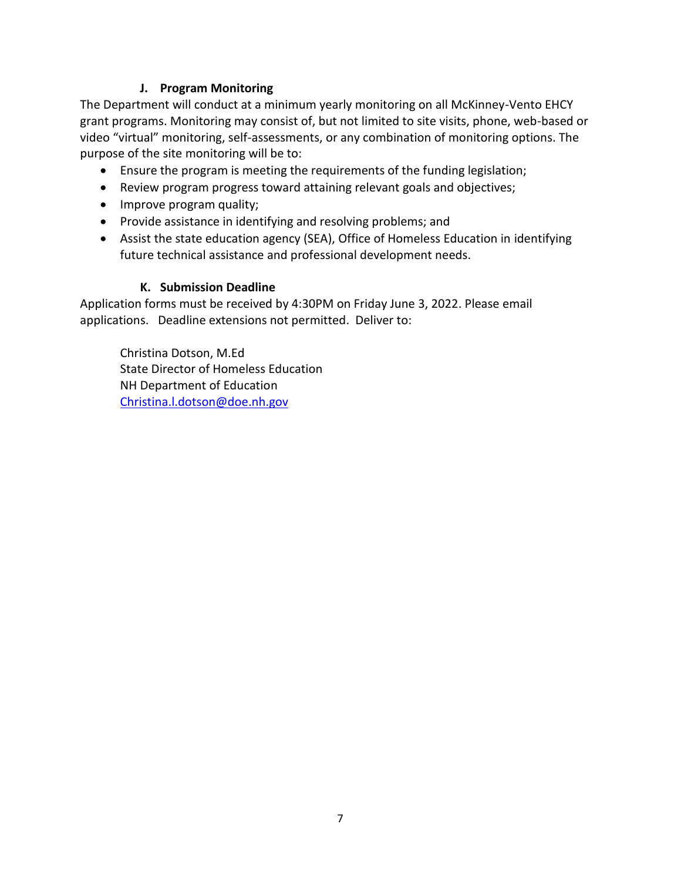### J. Program Monitoring

The Department will conduct at a minimum yearly monitoring on all McKinney-Vento EHCY grant programs. Monitoring may consist of, but not limited to site visits, phone, web-based or video "virtual" monitoring, self-assessments, or any combination of monitoring options. The purpose of the site monitoring will be to:

- Ensure the program is meeting the requirements of the funding legislation;
- Review program progress toward attaining relevant goals and objectives;
- Improve program quality;
- Provide assistance in identifying and resolving problems; and
- Assist the state education agency (SEA), Office of Homeless Education in identifying future technical assistance and professional development needs.

### K. Submission Deadline

Application forms must be received by 4:30PM on Friday June 3, 2022. Please email applications. Deadline extensions not permitted. Deliver to:

Christina Dotson, M.Ed
State Director of Homeless Education
NH Department of Education
Christina.l.dotson@doe.nh.gov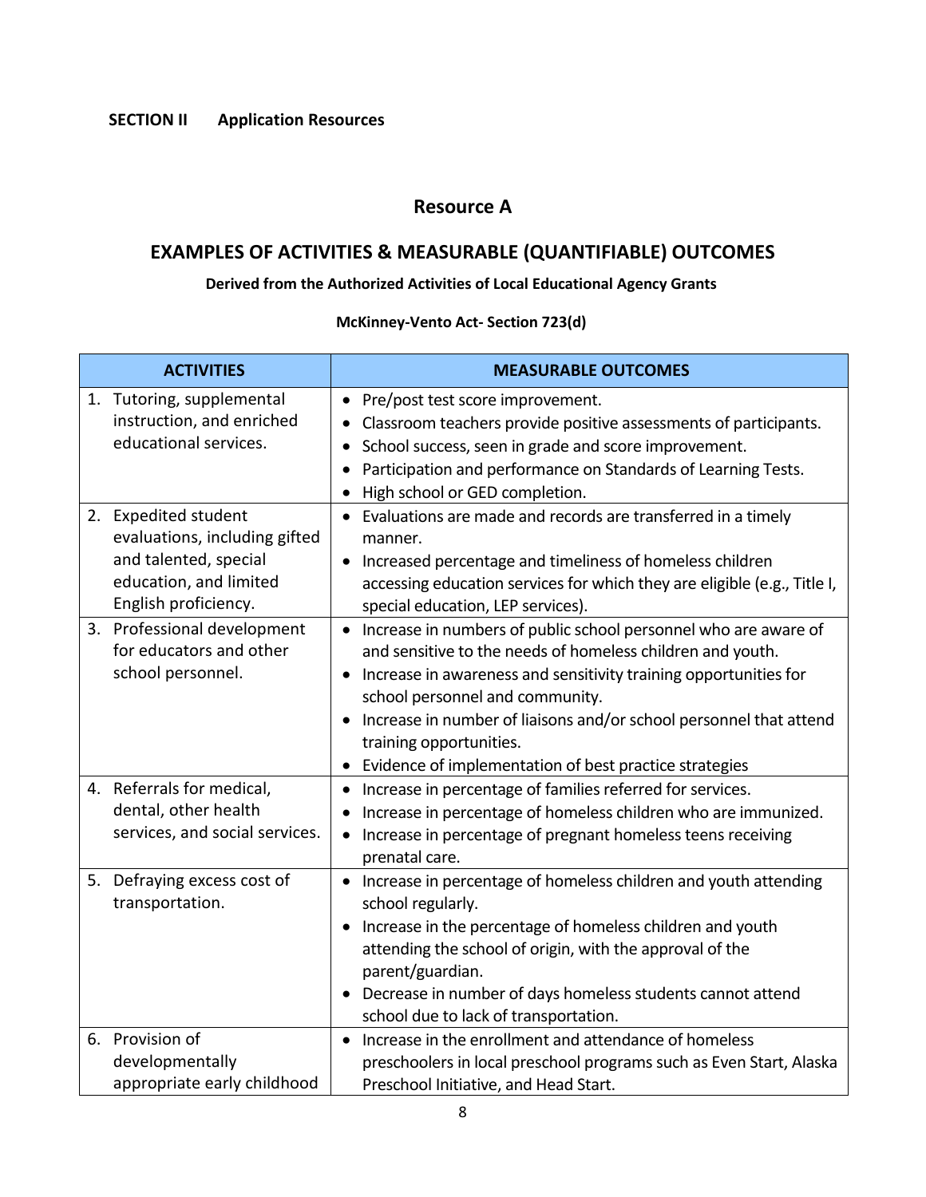**SECTION II  Application Resources**

## Resource A

## EXAMPLES OF ACTIVITIES & MEASURABLE (QUANTIFIABLE) OUTCOMES

**Derived from the Authorized Activities of Local Educational Agency Grants**

**McKinney-Vento Act- Section 723(d)**

| ACTIVITIES | MEASURABLE OUTCOMES |
|---|---|
| 1. Tutoring, supplemental instruction, and enriched educational services. | • Pre/post test score improvement.<br>• Classroom teachers provide positive assessments of participants.<br>• School success, seen in grade and score improvement.<br>• Participation and performance on Standards of Learning Tests.<br>• High school or GED completion. |
| 2. Expedited student evaluations, including gifted and talented, special education, and limited English proficiency. | • Evaluations are made and records are transferred in a timely manner.<br>• Increased percentage and timeliness of homeless children accessing education services for which they are eligible (e.g., Title I, special education, LEP services). |
| 3. Professional development for educators and other school personnel. | • Increase in numbers of public school personnel who are aware of and sensitive to the needs of homeless children and youth.<br>• Increase in awareness and sensitivity training opportunities for school personnel and community.<br>• Increase in number of liaisons and/or school personnel that attend training opportunities.<br>• Evidence of implementation of best practice strategies |
| 4. Referrals for medical, dental, other health services, and social services. | • Increase in percentage of families referred for services.<br>• Increase in percentage of homeless children who are immunized.<br>• Increase in percentage of pregnant homeless teens receiving prenatal care. |
| 5. Defraying excess cost of transportation. | • Increase in percentage of homeless children and youth attending school regularly.<br>• Increase in the percentage of homeless children and youth attending the school of origin, with the approval of the parent/guardian.<br>• Decrease in number of days homeless students cannot attend school due to lack of transportation. |
| 6. Provision of developmentally appropriate early childhood | • Increase in the enrollment and attendance of homeless preschoolers in local preschool programs such as Even Start, Alaska Preschool Initiative, and Head Start. |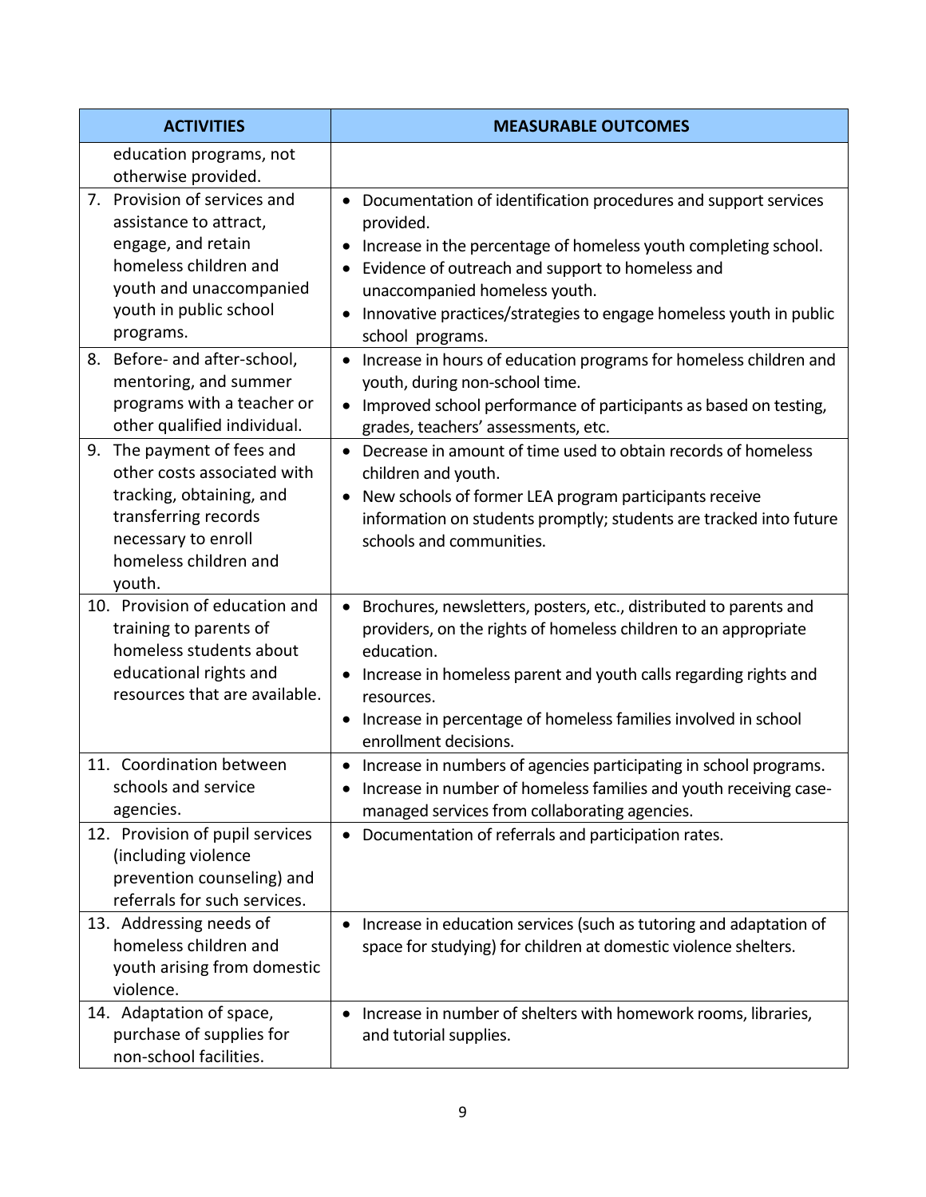| ACTIVITIES | MEASURABLE OUTCOMES |
|---|---|
| education programs, not otherwise provided. | |
| 7. Provision of services and assistance to attract, engage, and retain homeless children and youth and unaccompanied youth in public school programs. | • Documentation of identification procedures and support services provided.<br>• Increase in the percentage of homeless youth completing school.<br>• Evidence of outreach and support to homeless and unaccompanied homeless youth.<br>• Innovative practices/strategies to engage homeless youth in public school programs. |
| 8. Before- and after-school, mentoring, and summer programs with a teacher or other qualified individual. | • Increase in hours of education programs for homeless children and youth, during non-school time.<br>• Improved school performance of participants as based on testing, grades, teachers' assessments, etc. |
| 9. The payment of fees and other costs associated with tracking, obtaining, and transferring records necessary to enroll homeless children and youth. | • Decrease in amount of time used to obtain records of homeless children and youth.<br>• New schools of former LEA program participants receive information on students promptly; students are tracked into future schools and communities. |
| 10. Provision of education and training to parents of homeless students about educational rights and resources that are available. | • Brochures, newsletters, posters, etc., distributed to parents and providers, on the rights of homeless children to an appropriate education.<br>• Increase in homeless parent and youth calls regarding rights and resources.<br>• Increase in percentage of homeless families involved in school enrollment decisions. |
| 11. Coordination between schools and service agencies. | • Increase in numbers of agencies participating in school programs.<br>• Increase in number of homeless families and youth receiving case-managed services from collaborating agencies. |
| 12. Provision of pupil services (including violence prevention counseling) and referrals for such services. | • Documentation of referrals and participation rates. |
| 13. Addressing needs of homeless children and youth arising from domestic violence. | • Increase in education services (such as tutoring and adaptation of space for studying) for children at domestic violence shelters. |
| 14. Adaptation of space, purchase of supplies for non-school facilities. | • Increase in number of shelters with homework rooms, libraries, and tutorial supplies. |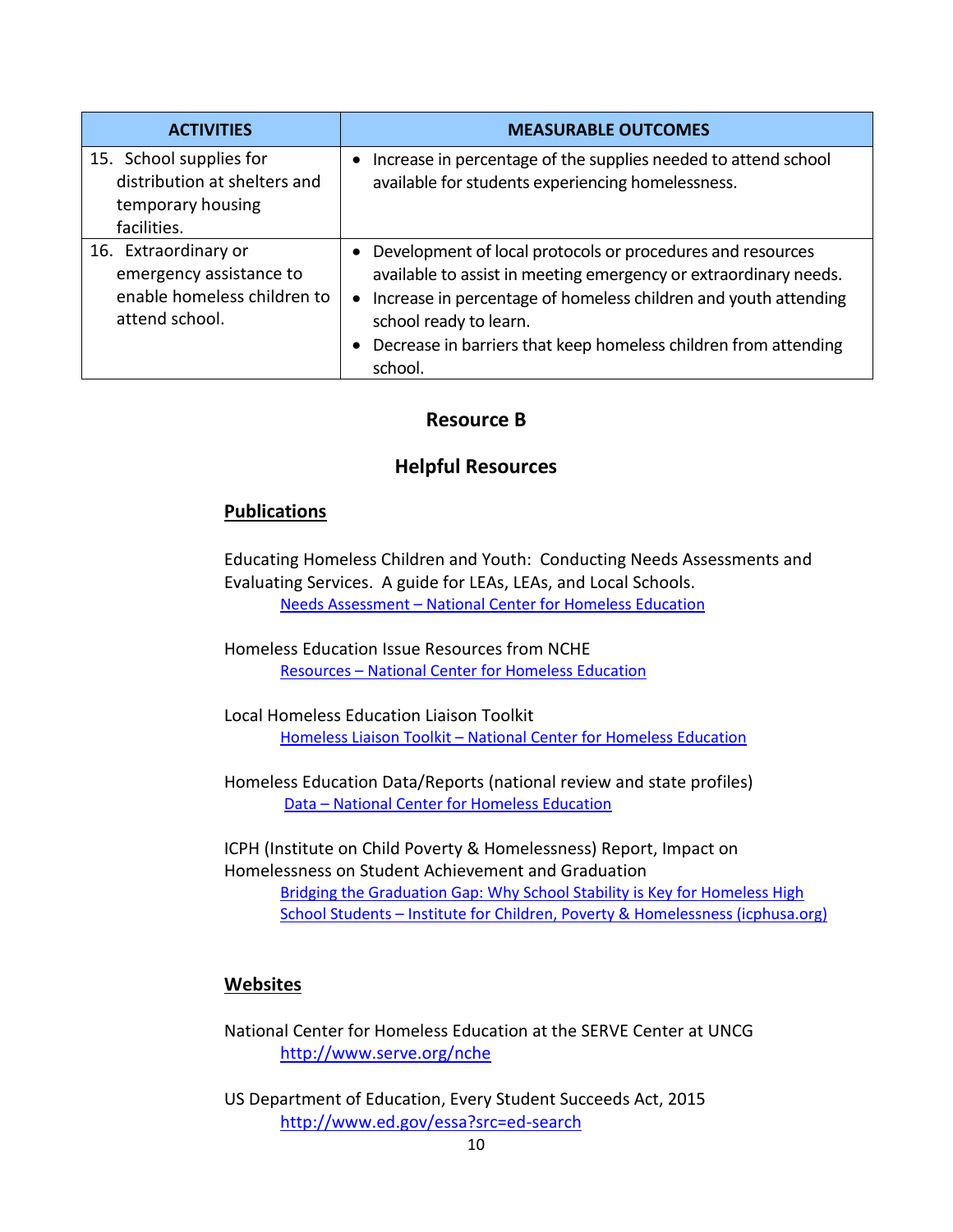| ACTIVITIES | MEASURABLE OUTCOMES |
|---|---|
| 15. School supplies for distribution at shelters and temporary housing facilities. | • Increase in percentage of the supplies needed to attend school available for students experiencing homelessness. |
| 16. Extraordinary or emergency assistance to enable homeless children to attend school. | • Development of local protocols or procedures and resources available to assist in meeting emergency or extraordinary needs.<br>• Increase in percentage of homeless children and youth attending school ready to learn.<br>• Decrease in barriers that keep homeless children from attending school. |

## Resource B

## Helpful Resources

### Publications

Educating Homeless Children and Youth: Conducting Needs Assessments and Evaluating Services. A guide for LEAs, LEAs, and Local Schools.
Needs Assessment – National Center for Homeless Education

Homeless Education Issue Resources from NCHE
Resources – National Center for Homeless Education

Local Homeless Education Liaison Toolkit
Homeless Liaison Toolkit – National Center for Homeless Education

Homeless Education Data/Reports (national review and state profiles)
Data – National Center for Homeless Education

ICPH (Institute on Child Poverty & Homelessness) Report, Impact on Homelessness on Student Achievement and Graduation
Bridging the Graduation Gap: Why School Stability is Key for Homeless High School Students – Institute for Children, Poverty & Homelessness (icphusa.org)

### Websites

National Center for Homeless Education at the SERVE Center at UNCG
http://www.serve.org/nche

US Department of Education, Every Student Succeeds Act, 2015
http://www.ed.gov/essa?src=ed-search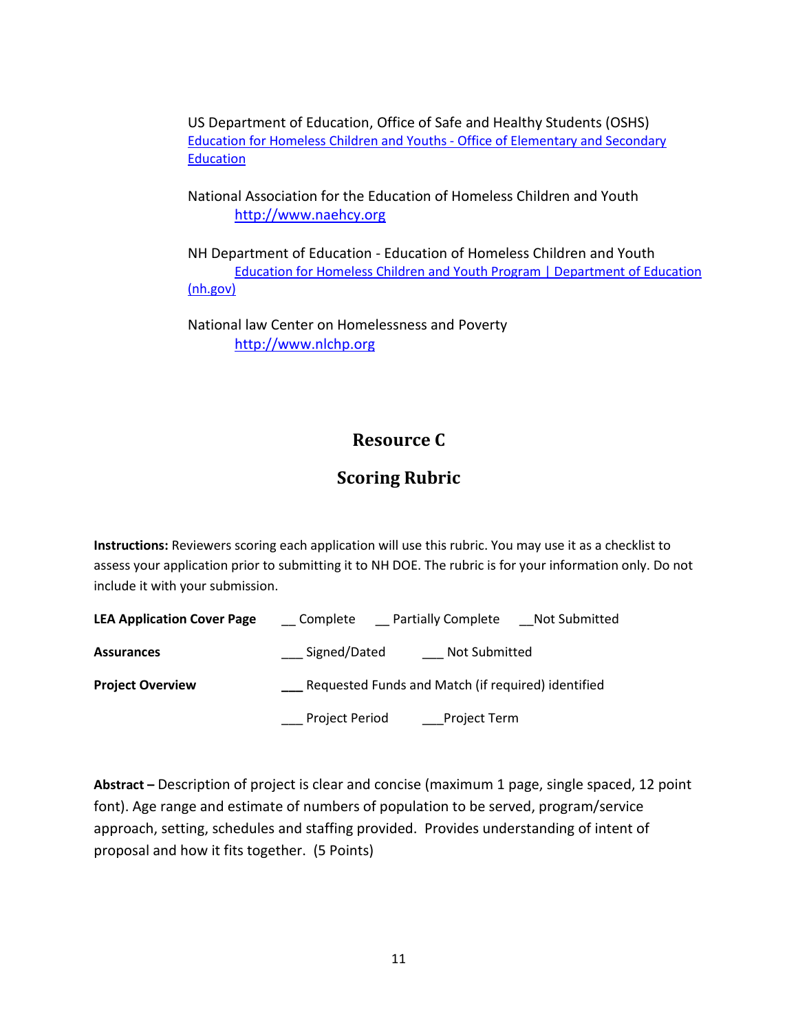US Department of Education, Office of Safe and Healthy Students (OSHS)
[Education for Homeless Children and Youths - Office of Elementary and Secondary Education]

National Association for the Education of Homeless Children and Youth
http://www.naehcy.org

NH Department of Education - Education of Homeless Children and Youth
[Education for Homeless Children and Youth Program | Department of Education (nh.gov)]

National law Center on Homelessness and Poverty
http://www.nlchp.org

## Resource C

## Scoring Rubric

**Instructions:** Reviewers scoring each application will use this rubric. You may use it as a checklist to assess your application prior to submitting it to NH DOE. The rubric is for your information only. Do not include it with your submission.

**LEA Application Cover Page** __ Complete __ Partially Complete __Not Submitted

**Assurances** ___ Signed/Dated ___ Not Submitted

**Project Overview** ___ Requested Funds and Match (if required) identified

___ Project Period ___Project Term

**Abstract –** Description of project is clear and concise (maximum 1 page, single spaced, 12 point font). Age range and estimate of numbers of population to be served, program/service approach, setting, schedules and staffing provided. Provides understanding of intent of proposal and how it fits together. (5 Points)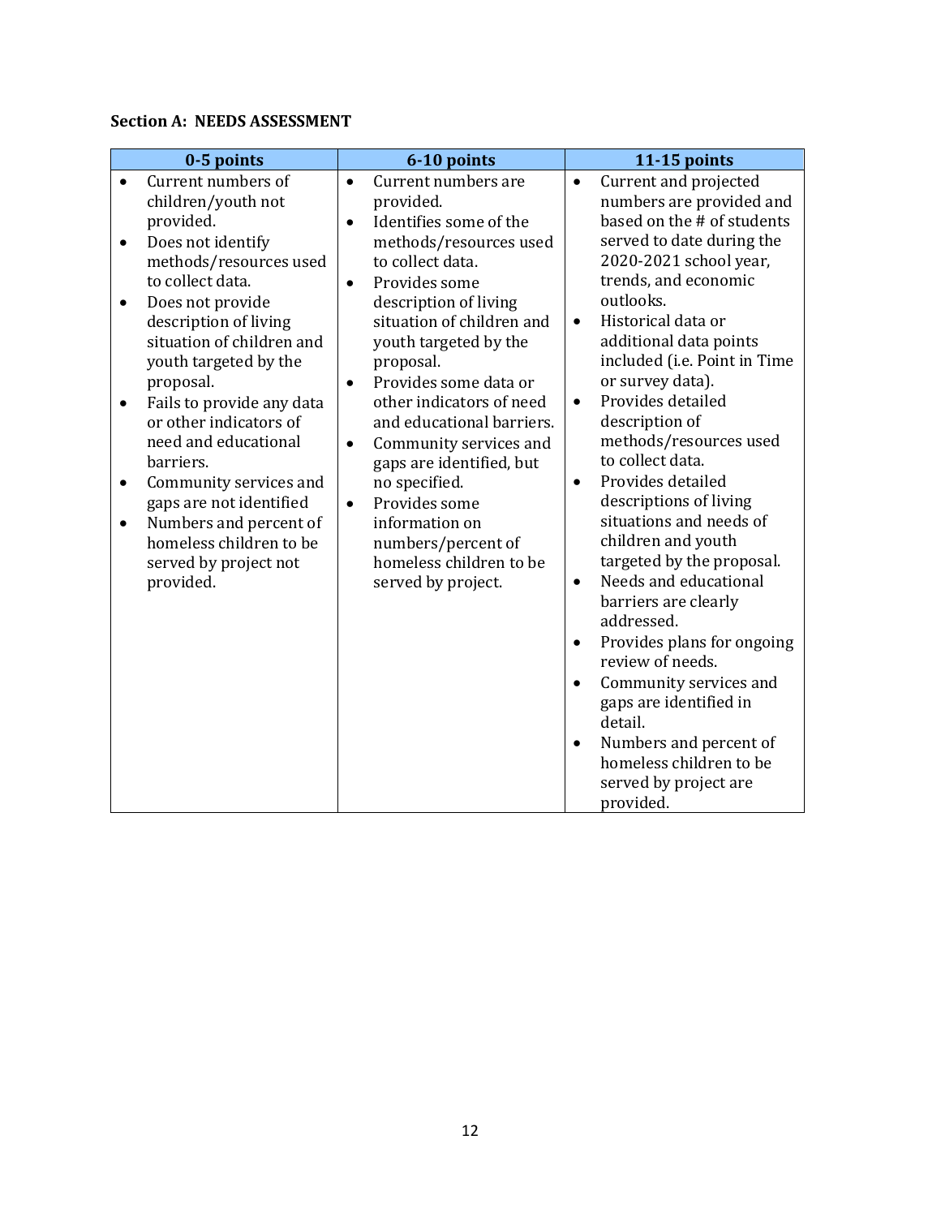**Section A: NEEDS ASSESSMENT**

| 0-5 points | 6-10 points | 11-15 points |
|---|---|---|
| • Current numbers of children/youth not provided.<br>• Does not identify methods/resources used to collect data.<br>• Does not provide description of living situation of children and youth targeted by the proposal.<br>• Fails to provide any data or other indicators of need and educational barriers.<br>• Community services and gaps are not identified<br>• Numbers and percent of homeless children to be served by project not provided. | • Current numbers are provided.<br>• Identifies some of the methods/resources used to collect data.<br>• Provides some description of living situation of children and youth targeted by the proposal.<br>• Provides some data or other indicators of need and educational barriers.<br>• Community services and gaps are identified, but no specified.<br>• Provides some information on numbers/percent of homeless children to be served by project. | • Current and projected numbers are provided and based on the # of students served to date during the 2020-2021 school year, trends, and economic outlooks.<br>• Historical data or additional data points included (i.e. Point in Time or survey data).<br>• Provides detailed description of methods/resources used to collect data.<br>• Provides detailed descriptions of living situations and needs of children and youth targeted by the proposal.<br>• Needs and educational barriers are clearly addressed.<br>• Provides plans for ongoing review of needs.<br>• Community services and gaps are identified in detail.<br>• Numbers and percent of homeless children to be served by project are provided. |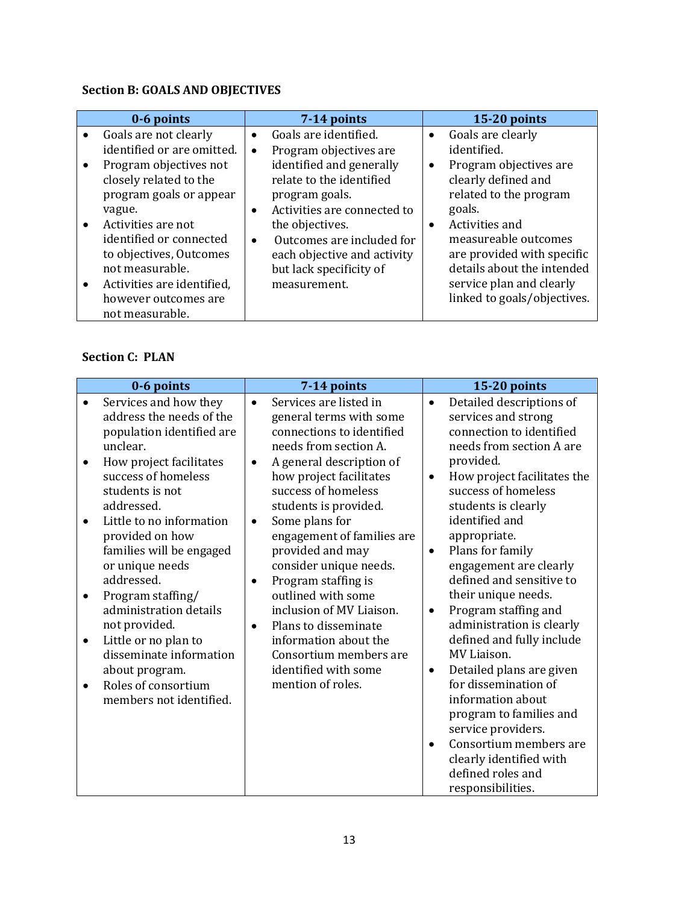**Section B: GOALS AND OBJECTIVES**

| 0-6 points | 7-14 points | 15-20 points |
|---|---|---|
| • Goals are not clearly identified or are omitted.<br>• Program objectives not closely related to the program goals or appear vague.<br>• Activities are not identified or connected to objectives, Outcomes not measurable.<br>• Activities are identified, however outcomes are not measurable. | • Goals are identified.<br>• Program objectives are identified and generally relate to the identified program goals.<br>• Activities are connected to the objectives.<br>• Outcomes are included for each objective and activity but lack specificity of measurement. | • Goals are clearly identified.<br>• Program objectives are clearly defined and related to the program goals.<br>• Activities and measureable outcomes are provided with specific details about the intended service plan and clearly linked to goals/objectives. |

**Section C: PLAN**

| 0-6 points | 7-14 points | 15-20 points |
|---|---|---|
| • Services and how they address the needs of the population identified are unclear.<br>• How project facilitates success of homeless students is not addressed.<br>• Little to no information provided on how families will be engaged or unique needs addressed.<br>• Program staffing/ administration details not provided.<br>• Little or no plan to disseminate information about program.<br>• Roles of consortium members not identified. | • Services are listed in general terms with some connections to identified needs from section A.<br>• A general description of how project facilitates success of homeless students is provided.<br>• Some plans for engagement of families are provided and may consider unique needs.<br>• Program staffing is outlined with some inclusion of MV Liaison.<br>• Plans to disseminate information about the Consortium members are identified with some mention of roles. | • Detailed descriptions of services and strong connection to identified needs from section A are provided.<br>• How project facilitates the success of homeless students is clearly identified and appropriate.<br>• Plans for family engagement are clearly defined and sensitive to their unique needs.<br>• Program staffing and administration is clearly defined and fully include MV Liaison.<br>• Detailed plans are given for dissemination of information about program to families and service providers.<br>• Consortium members are clearly identified with defined roles and responsibilities. |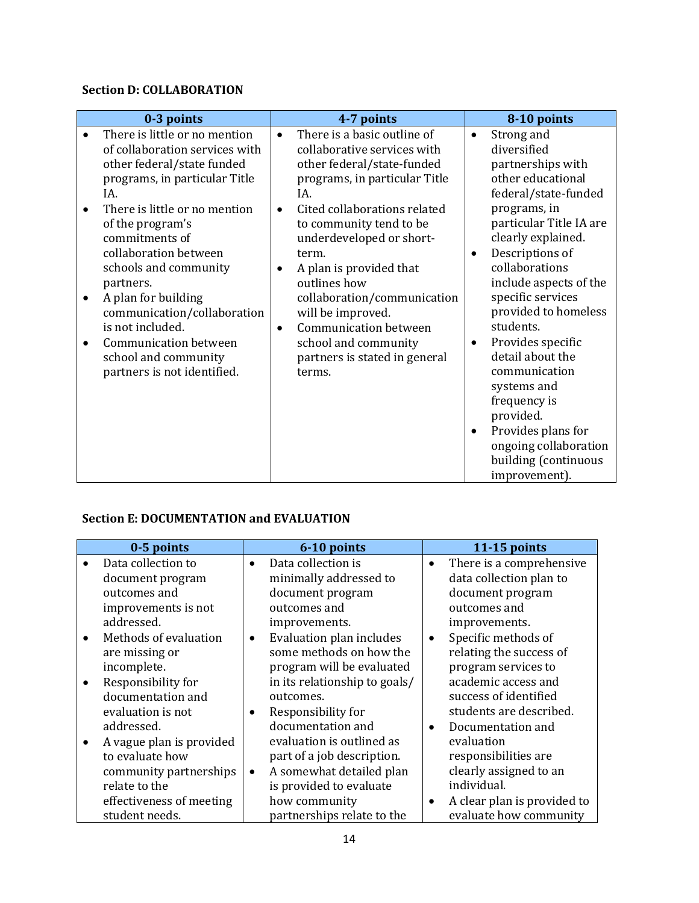**Section D: COLLABORATION**

| 0-3 points | 4-7 points | 8-10 points |
|---|---|---|
| • There is little or no mention of collaboration services with other federal/state funded programs, in particular Title IA.<br>• There is little or no mention of the program's commitments of collaboration between schools and community partners.<br>• A plan for building communication/collaboration is not included.<br>• Communication between school and community partners is not identified. | • There is a basic outline of collaborative services with other federal/state-funded programs, in particular Title IA.<br>• Cited collaborations related to community tend to be underdeveloped or short-term.<br>• A plan is provided that outlines how collaboration/communication will be improved.<br>• Communication between school and community partners is stated in general terms. | • Strong and diversified partnerships with other educational federal/state-funded programs, in particular Title IA are clearly explained.<br>• Descriptions of collaborations include aspects of the specific services provided to homeless students.<br>• Provides specific detail about the communication systems and frequency is provided.<br>• Provides plans for ongoing collaboration building (continuous improvement). |

**Section E: DOCUMENTATION and EVALUATION**

| 0-5 points | 6-10 points | 11-15 points |
|---|---|---|
| • Data collection to document program outcomes and improvements is not addressed.<br>• Methods of evaluation are missing or incomplete.<br>• Responsibility for documentation and evaluation is not addressed.<br>• A vague plan is provided to evaluate how community partnerships relate to the effectiveness of meeting student needs. | • Data collection is minimally addressed to document program outcomes and improvements.<br>• Evaluation plan includes some methods on how the program will be evaluated in its relationship to goals/ outcomes.<br>• Responsibility for documentation and evaluation is outlined as part of a job description.<br>• A somewhat detailed plan is provided to evaluate how community partnerships relate to the | • There is a comprehensive data collection plan to document program outcomes and improvements.<br>• Specific methods of relating the success of program services to academic access and success of identified students are described.<br>• Documentation and evaluation responsibilities are clearly assigned to an individual.<br>• A clear plan is provided to evaluate how community |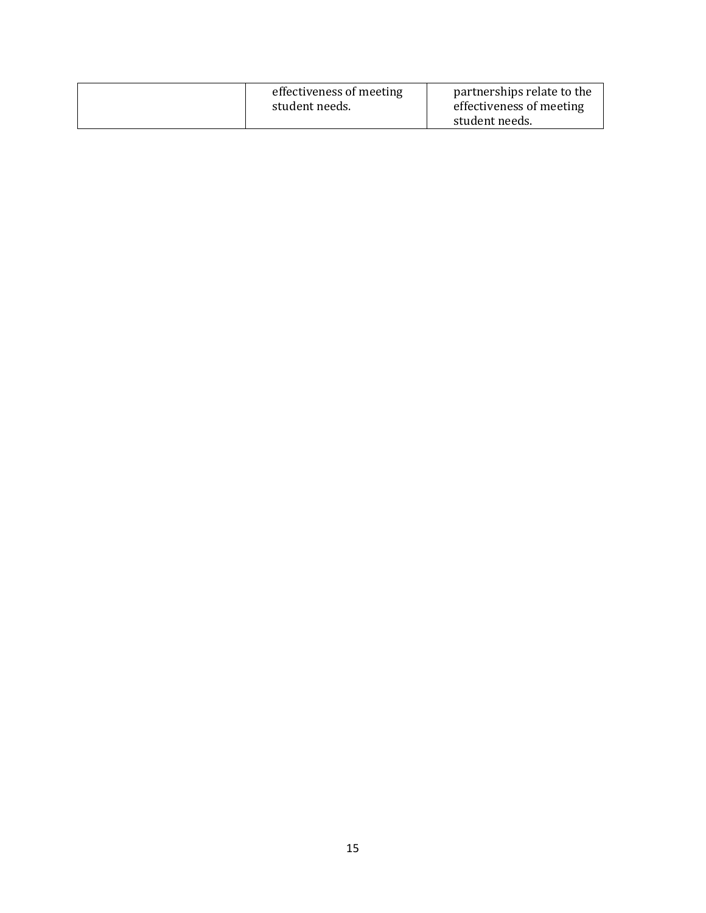| | | |
|---|---|---|
| | effectiveness of meeting student needs. | partnerships relate to the effectiveness of meeting student needs. |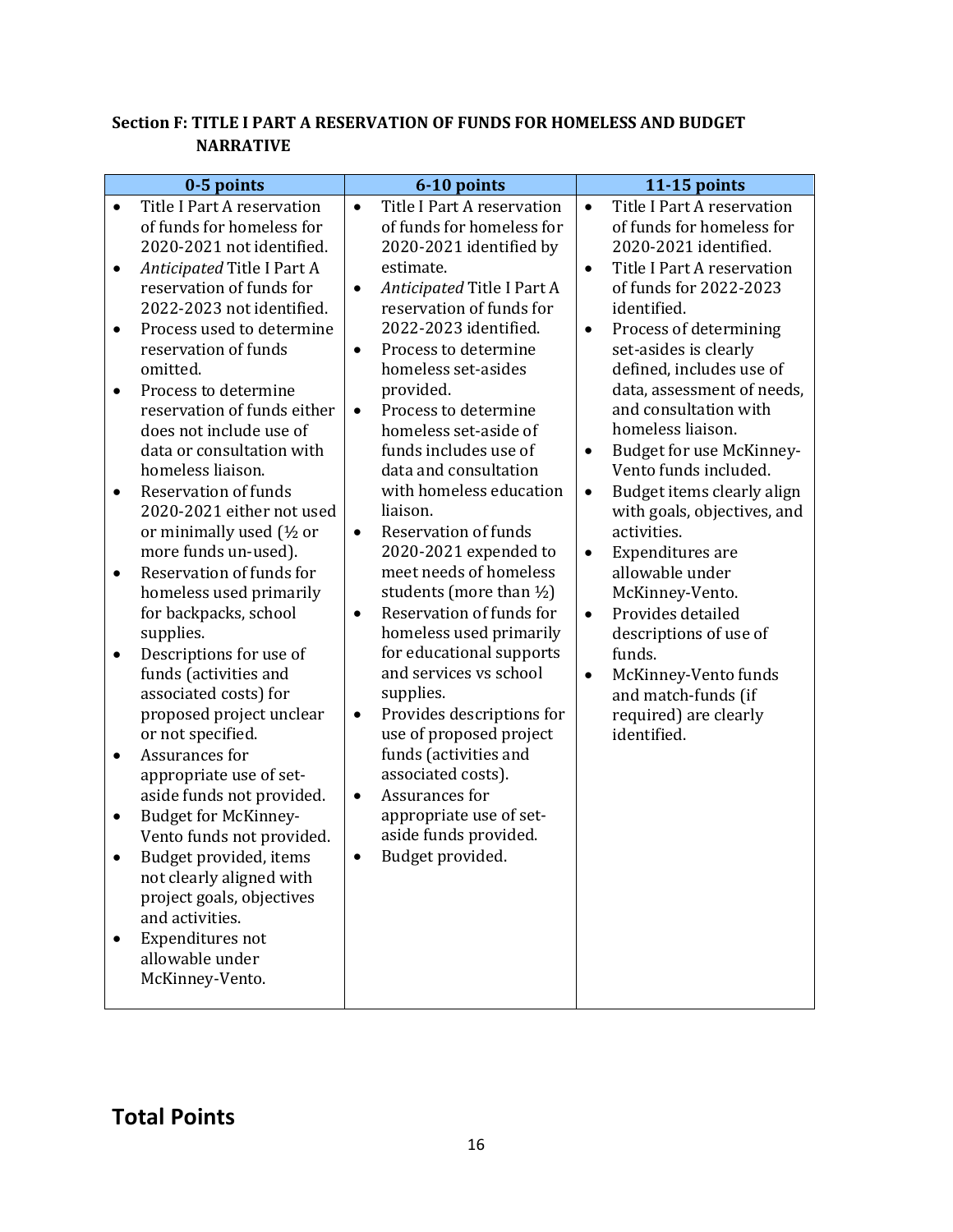**Section F: TITLE I PART A RESERVATION OF FUNDS FOR HOMELESS AND BUDGET NARRATIVE**

| 0-5 points | 6-10 points | 11-15 points |
|---|---|---|
| • Title I Part A reservation of funds for homeless for 2020-2021 not identified.<br>• *Anticipated* Title I Part A reservation of funds for 2022-2023 not identified.<br>• Process used to determine reservation of funds omitted.<br>• Process to determine reservation of funds either does not include use of data or consultation with homeless liaison.<br>• Reservation of funds 2020-2021 either not used or minimally used (½ or more funds un-used).<br>• Reservation of funds for homeless used primarily for backpacks, school supplies.<br>• Descriptions for use of funds (activities and associated costs) for proposed project unclear or not specified.<br>• Assurances for appropriate use of set-aside funds not provided.<br>• Budget for McKinney-Vento funds not provided.<br>• Budget provided, items not clearly aligned with project goals, objectives and activities.<br>• Expenditures not allowable under McKinney-Vento. | • Title I Part A reservation of funds for homeless for 2020-2021 identified by estimate.<br>• *Anticipated* Title I Part A reservation of funds for 2022-2023 identified.<br>• Process to determine homeless set-asides provided.<br>• Process to determine homeless set-aside of funds includes use of data and consultation with homeless education liaison.<br>• Reservation of funds 2020-2021 expended to meet needs of homeless students (more than ½)<br>• Reservation of funds for homeless used primarily for educational supports and services vs school supplies.<br>• Provides descriptions for use of proposed project funds (activities and associated costs).<br>• Assurances for appropriate use of set-aside funds provided.<br>• Budget provided. | • Title I Part A reservation of funds for homeless for 2020-2021 identified.<br>• Title I Part A reservation of funds for 2022-2023 identified.<br>• Process of determining set-asides is clearly defined, includes use of data, assessment of needs, and consultation with homeless liaison.<br>• Budget for use McKinney-Vento funds included.<br>• Budget items clearly align with goals, objectives, and activities.<br>• Expenditures are allowable under McKinney-Vento.<br>• Provides detailed descriptions of use of funds.<br>• McKinney-Vento funds and match-funds (if required) are clearly identified. |

## Total Points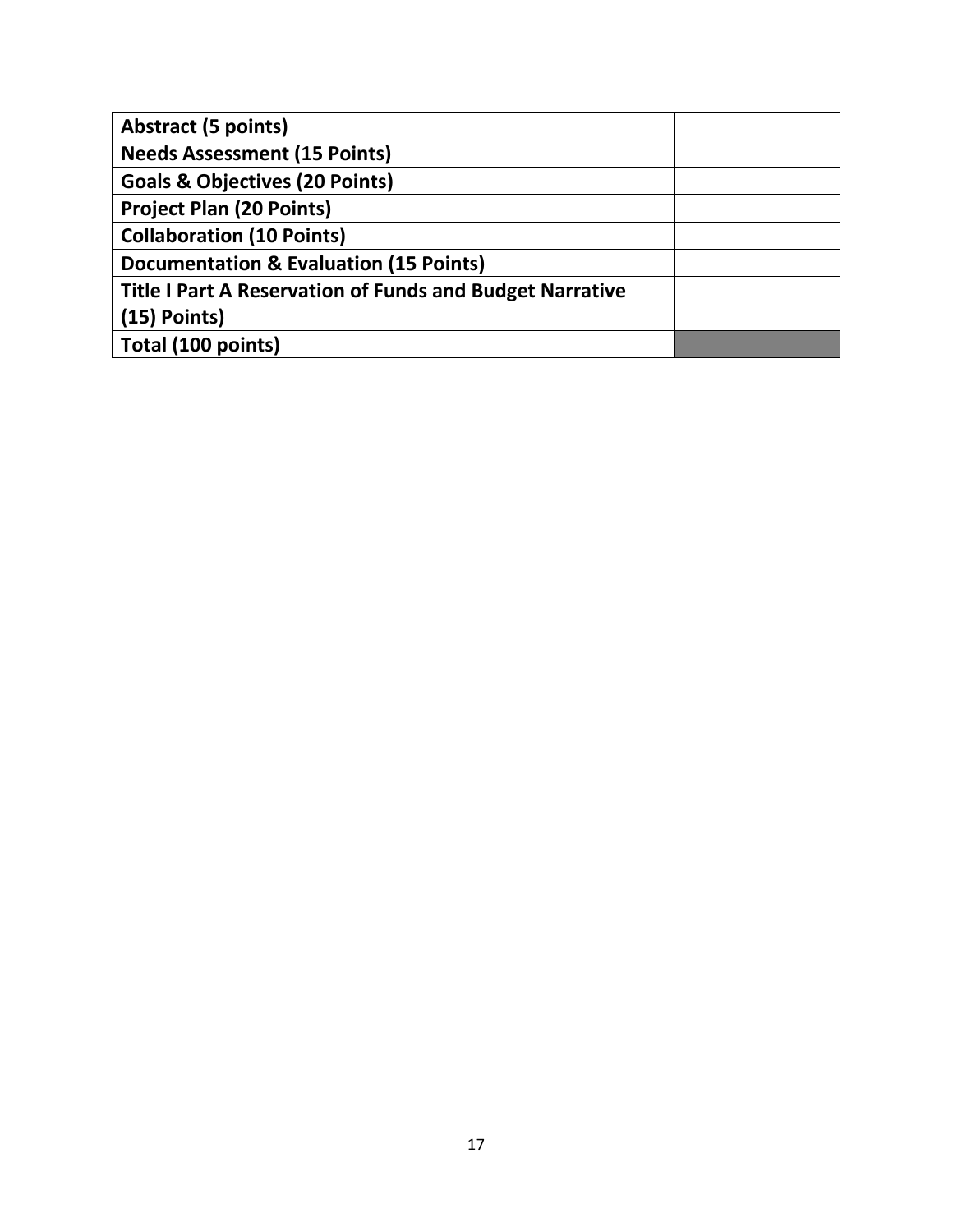| **Abstract (5 points)** | |
| --- | --- |
| **Needs Assessment (15 Points)** | |
| **Goals & Objectives (20 Points)** | |
| **Project Plan (20 Points)** | |
| **Collaboration (10 Points)** | |
| **Documentation & Evaluation (15 Points)** | |
| **Title I Part A Reservation of Funds and Budget Narrative (15) Points)** | |
| **Total (100 points)** | |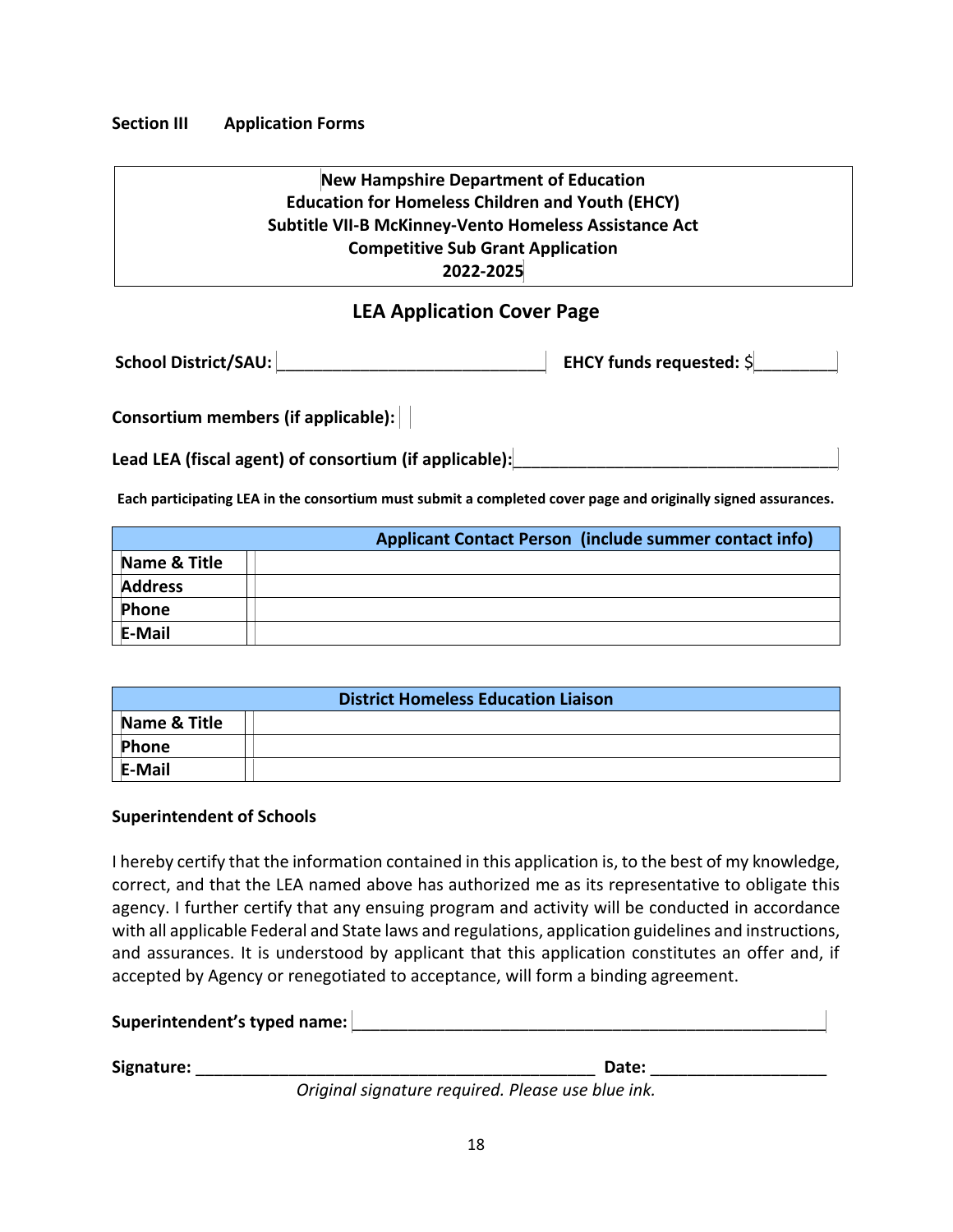**Section III Application Forms**

| New Hampshire Department of Education<br>Education for Homeless Children and Youth (EHCY)<br>Subtitle VII-B McKinney-Vento Homeless Assistance Act<br>Competitive Sub Grant Application<br>2022-2025 |
|---|

## LEA Application Cover Page

**School District/SAU:** ____________________________ **EHCY funds requested:** $________

**Consortium members (if applicable):**

**Lead LEA (fiscal agent) of consortium (if applicable):** ____________________________________

**Each participating LEA in the consortium must submit a completed cover page and originally signed assurances.**

| | Applicant Contact Person (include summer contact info) |
|---|---|
| Name & Title | |
| Address | |
| Phone | |
| E-Mail | |

| District Homeless Education Liaison | |
|---|---|
| Name & Title | |
| Phone | |
| E-Mail | |

**Superintendent of Schools**

I hereby certify that the information contained in this application is, to the best of my knowledge, correct, and that the LEA named above has authorized me as its representative to obligate this agency. I further certify that any ensuing program and activity will be conducted in accordance with all applicable Federal and State laws and regulations, application guidelines and instructions, and assurances. It is understood by applicant that this application constitutes an offer and, if accepted by Agency or renegotiated to acceptance, will form a binding agreement.

**Superintendent's typed name:** ____________________________________________________

**Signature:** ____________________________________________ **Date:** ___________________

*Original signature required. Please use blue ink.*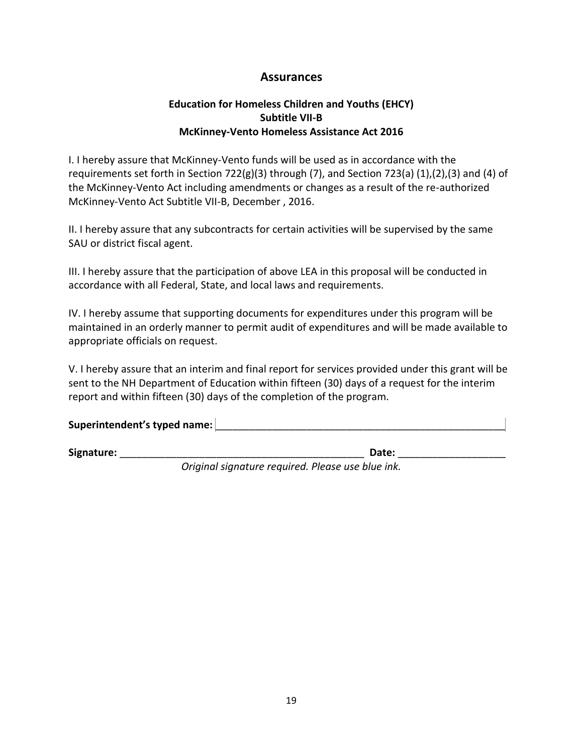## Assurances

### Education for Homeless Children and Youths (EHCY)
### Subtitle VII-B
### McKinney-Vento Homeless Assistance Act 2016

I. I hereby assure that McKinney-Vento funds will be used as in accordance with the requirements set forth in Section 722(g)(3) through (7), and Section 723(a) (1),(2),(3) and (4) of the McKinney-Vento Act including amendments or changes as a result of the re-authorized McKinney-Vento Act Subtitle VII-B, December , 2016.

II. I hereby assure that any subcontracts for certain activities will be supervised by the same SAU or district fiscal agent.

III. I hereby assure that the participation of above LEA in this proposal will be conducted in accordance with all Federal, State, and local laws and requirements.

IV. I hereby assume that supporting documents for expenditures under this program will be maintained in an orderly manner to permit audit of expenditures and will be made available to appropriate officials on request.

V. I hereby assure that an interim and final report for services provided under this grant will be sent to the NH Department of Education within fifteen (30) days of a request for the interim report and within fifteen (30) days of the completion of the program.

**Superintendent's typed name:** ____________________________________________________

**Signature:** ____________________________________________ **Date:** ___________________

*Original signature required. Please use blue ink.*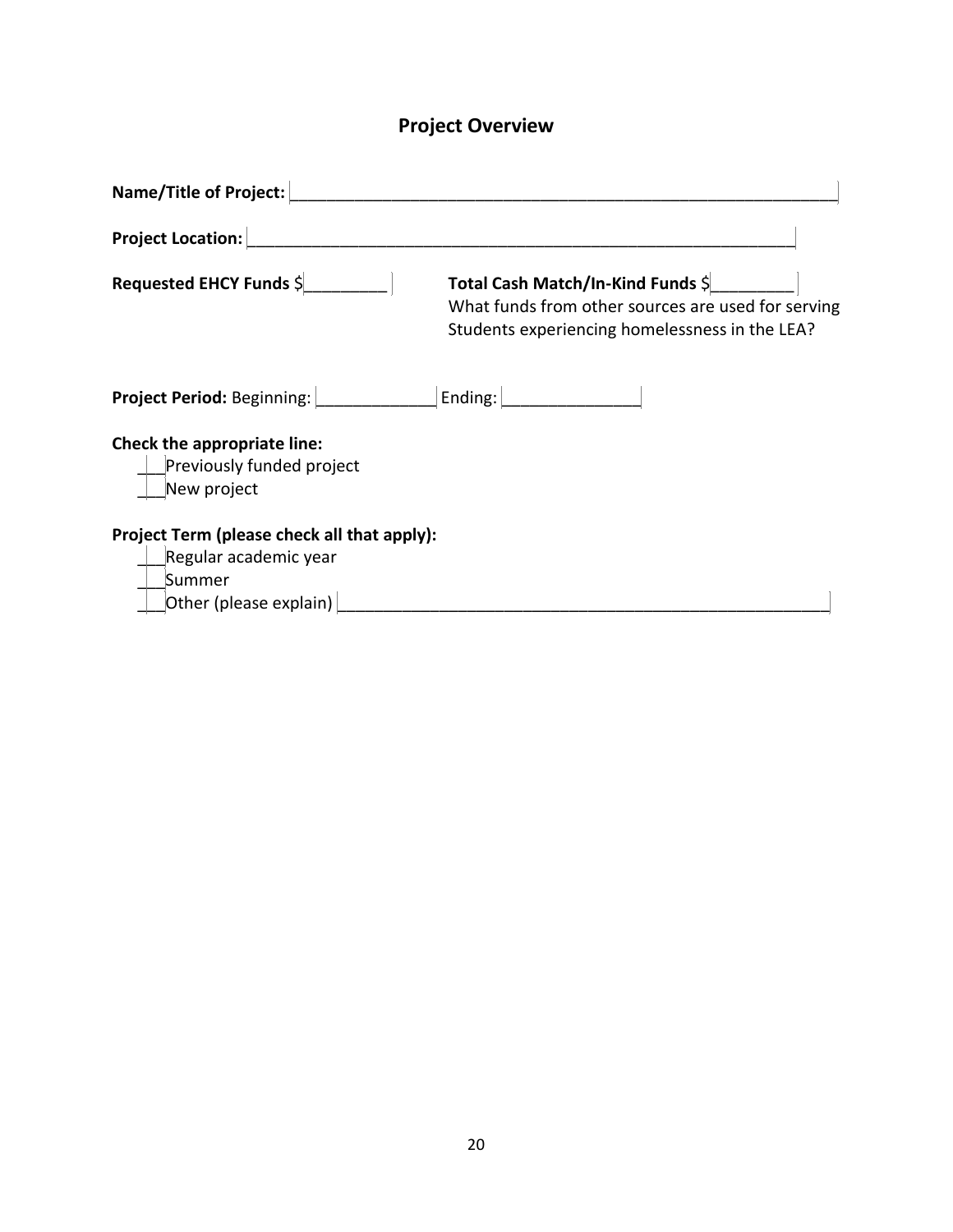# Project Overview

**Name/Title of Project:** ________________________________________________________________

**Project Location:** ________________________________________________________________

**Requested EHCY Funds** $_________

**Total Cash Match/In-Kind Funds** $_________
What funds from other sources are used for serving Students experiencing homelessness in the LEA?

**Project Period:** Beginning: _____________ Ending: _______________

**Check the appropriate line:**

___Previously funded project
___New project

**Project Term (please check all that apply):**

___Regular academic year
___Summer
___Other (please explain) ______________________________________________________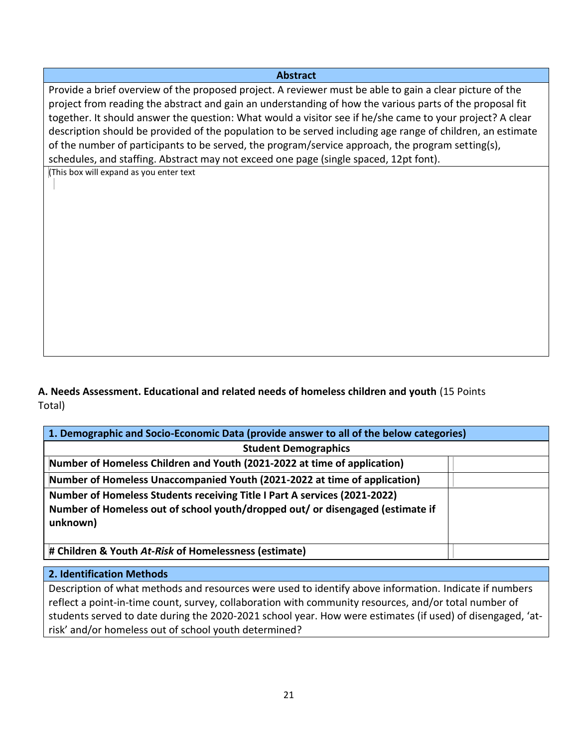| Abstract |
|---|
| Provide a brief overview of the proposed project. A reviewer must be able to gain a clear picture of the project from reading the abstract and gain an understanding of how the various parts of the proposal fit together. It should answer the question: What would a visitor see if he/she came to your project? A clear description should be provided of the population to be served including age range of children, an estimate of the number of participants to be served, the program/service approach, the program setting(s), schedules, and staffing. Abstract may not exceed one page (single spaced, 12pt font). |
| (This box will expand as you enter text |

**A. Needs Assessment. Educational and related needs of homeless children and youth** (15 Points Total)

| 1. Demographic and Socio-Economic Data (provide answer to all of the below categories) | |
|---|---|
| **Student Demographics** | |
| **Number of Homeless Children and Youth (2021-2022 at time of application)** | |
| **Number of Homeless Unaccompanied Youth (2021-2022 at time of application)** | |
| **Number of Homeless Students receiving Title I Part A services (2021-2022)**<br>**Number of Homeless out of school youth/dropped out/ or disengaged (estimate if unknown)** | |
| **# Children & Youth *At-Risk* of Homelessness (estimate)** | |

| 2. Identification Methods |
|---|
| Description of what methods and resources were used to identify above information. Indicate if numbers reflect a point-in-time count, survey, collaboration with community resources, and/or total number of students served to date during the 2020-2021 school year. How were estimates (if used) of disengaged, 'at-risk' and/or homeless out of school youth determined? |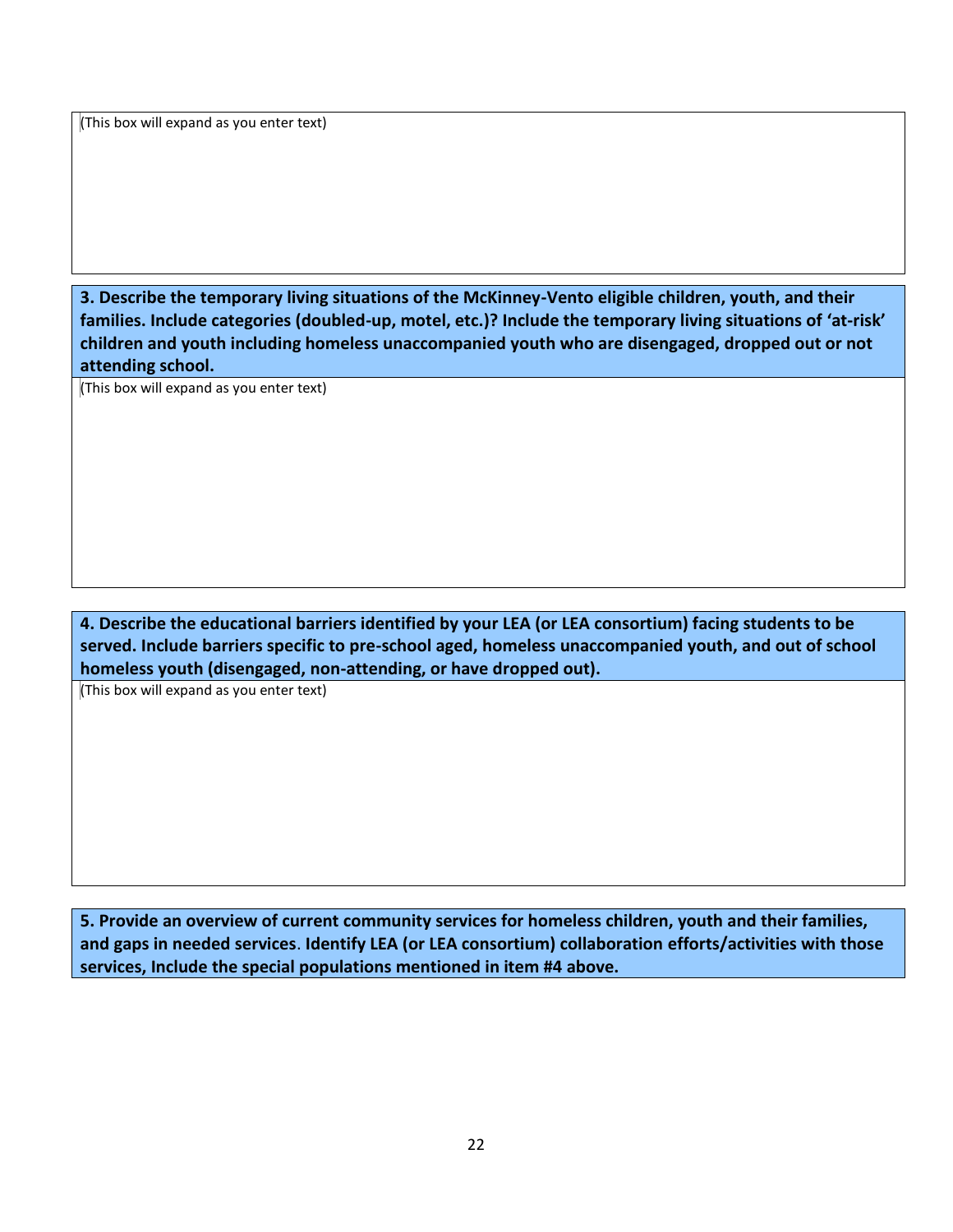(This box will expand as you enter text)

**3. Describe the temporary living situations of the McKinney-Vento eligible children, youth, and their families. Include categories (doubled-up, motel, etc.)? Include the temporary living situations of 'at-risk' children and youth including homeless unaccompanied youth who are disengaged, dropped out or not attending school.**

(This box will expand as you enter text)

**4. Describe the educational barriers identified by your LEA (or LEA consortium) facing students to be served. Include barriers specific to pre-school aged, homeless unaccompanied youth, and out of school homeless youth (disengaged, non-attending, or have dropped out).**

(This box will expand as you enter text)

**5. Provide an overview of current community services for homeless children, youth and their families, and gaps in needed services. Identify LEA (or LEA consortium) collaboration efforts/activities with those services, Include the special populations mentioned in item #4 above.**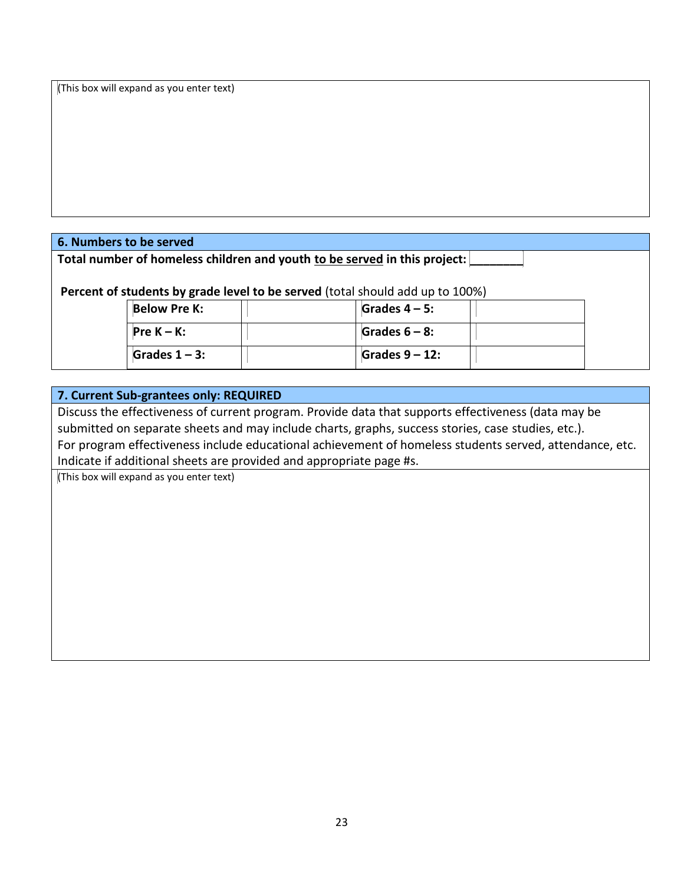(This box will expand as you enter text)

## 6. Numbers to be served

**Total number of homeless children and youth <u>to be served</u> in this project:** ________

**Percent of students by grade level to be served** (total should add up to 100%)

| | | | |
|---|---|---|---|
| **Below Pre K:** | | **Grades 4 – 5:** | |
| **Pre K – K:** | | **Grades 6 – 8:** | |
| **Grades 1 – 3:** | | **Grades 9 – 12:** | |

## 7. Current Sub-grantees only: REQUIRED

Discuss the effectiveness of current program. Provide data that supports effectiveness (data may be submitted on separate sheets and may include charts, graphs, success stories, case studies, etc.).
For program effectiveness include educational achievement of homeless students served, attendance, etc.
Indicate if additional sheets are provided and appropriate page #s.

(This box will expand as you enter text)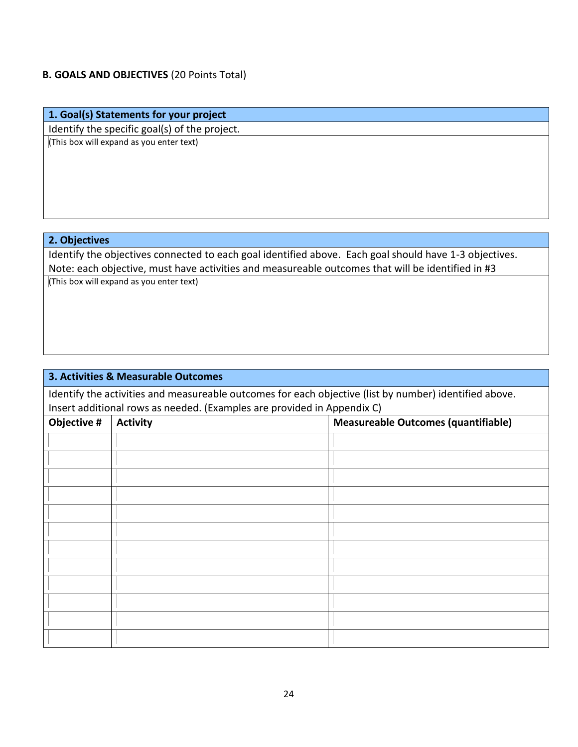**B. GOALS AND OBJECTIVES** (20 Points Total)

| **1. Goal(s) Statements for your project** |
|---|
| Identify the specific goal(s) of the project. |
| (This box will expand as you enter text) |

| **2. Objectives** |
|---|
| Identify the objectives connected to each goal identified above. Each goal should have 1-3 objectives. Note: each objective, must have activities and measureable outcomes that will be identified in #3 |
| (This box will expand as you enter text) |

**3. Activities & Measurable Outcomes**

Identify the activities and measureable outcomes for each objective (list by number) identified above. Insert additional rows as needed. (Examples are provided in Appendix C)

| **Objective #** | **Activity** | **Measureable Outcomes (quantifiable)** |
|---|---|---|
| | | |
| | | |
| | | |
| | | |
| | | |
| | | |
| | | |
| | | |
| | | |
| | | |
| | | |
| | | |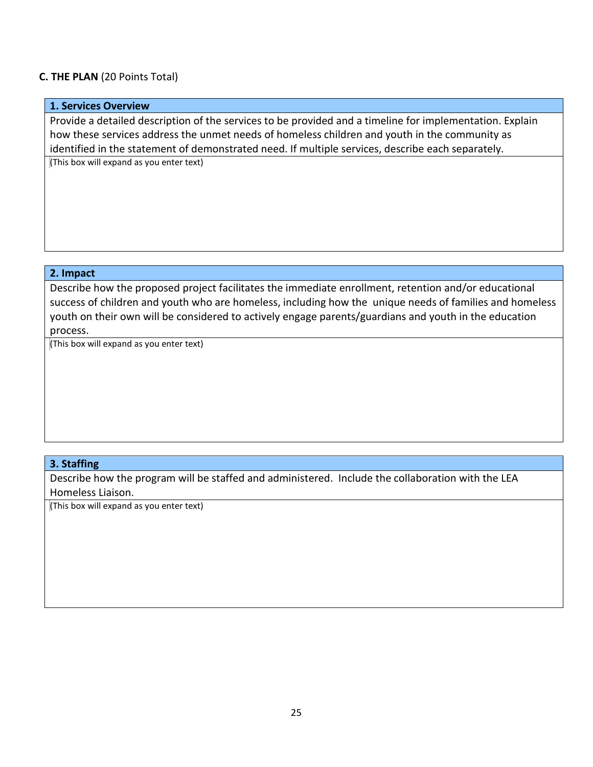**C. THE PLAN** (20 Points Total)

| **1. Services Overview** |
| --- |
| Provide a detailed description of the services to be provided and a timeline for implementation. Explain how these services address the unmet needs of homeless children and youth in the community as identified in the statement of demonstrated need. If multiple services, describe each separately. |
| (This box will expand as you enter text) |

| **2. Impact** |
| --- |
| Describe how the proposed project facilitates the immediate enrollment, retention and/or educational success of children and youth who are homeless, including how the unique needs of families and homeless youth on their own will be considered to actively engage parents/guardians and youth in the education process. |
| (This box will expand as you enter text) |

| **3. Staffing** |
| --- |
| Describe how the program will be staffed and administered. Include the collaboration with the LEA Homeless Liaison. |
| (This box will expand as you enter text) |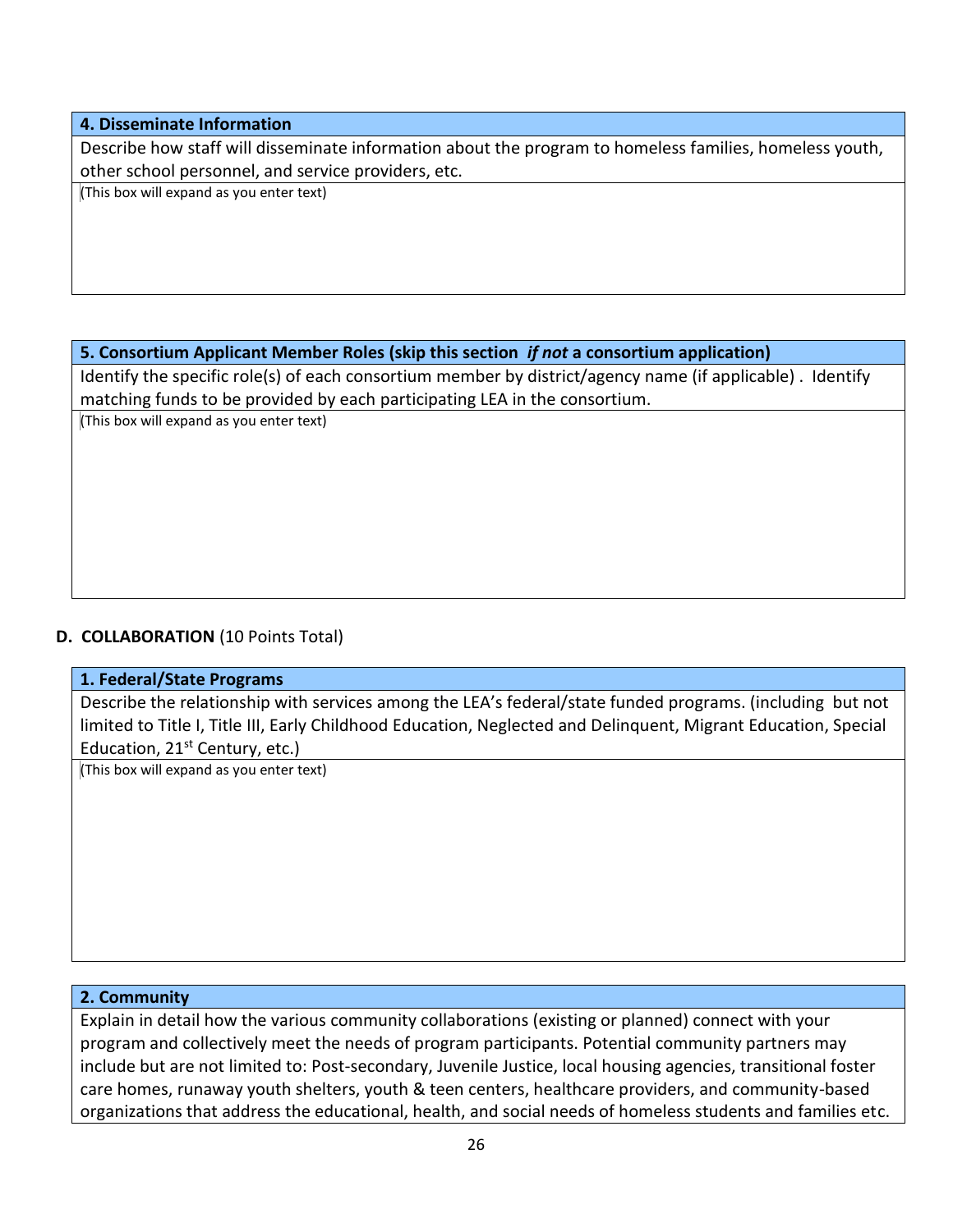**4. Disseminate Information**

Describe how staff will disseminate information about the program to homeless families, homeless youth, other school personnel, and service providers, etc.

(This box will expand as you enter text)

**5. Consortium Applicant Member Roles (skip this section *if not* a consortium application)**

Identify the specific role(s) of each consortium member by district/agency name (if applicable) . Identify matching funds to be provided by each participating LEA in the consortium.

(This box will expand as you enter text)

## D. COLLABORATION (10 Points Total)

**1. Federal/State Programs**

Describe the relationship with services among the LEA's federal/state funded programs. (including but not limited to Title I, Title III, Early Childhood Education, Neglected and Delinquent, Migrant Education, Special Education, 21st Century, etc.)

(This box will expand as you enter text)

**2. Community**

Explain in detail how the various community collaborations (existing or planned) connect with your program and collectively meet the needs of program participants. Potential community partners may include but are not limited to: Post-secondary, Juvenile Justice, local housing agencies, transitional foster care homes, runaway youth shelters, youth & teen centers, healthcare providers, and community-based organizations that address the educational, health, and social needs of homeless students and families etc.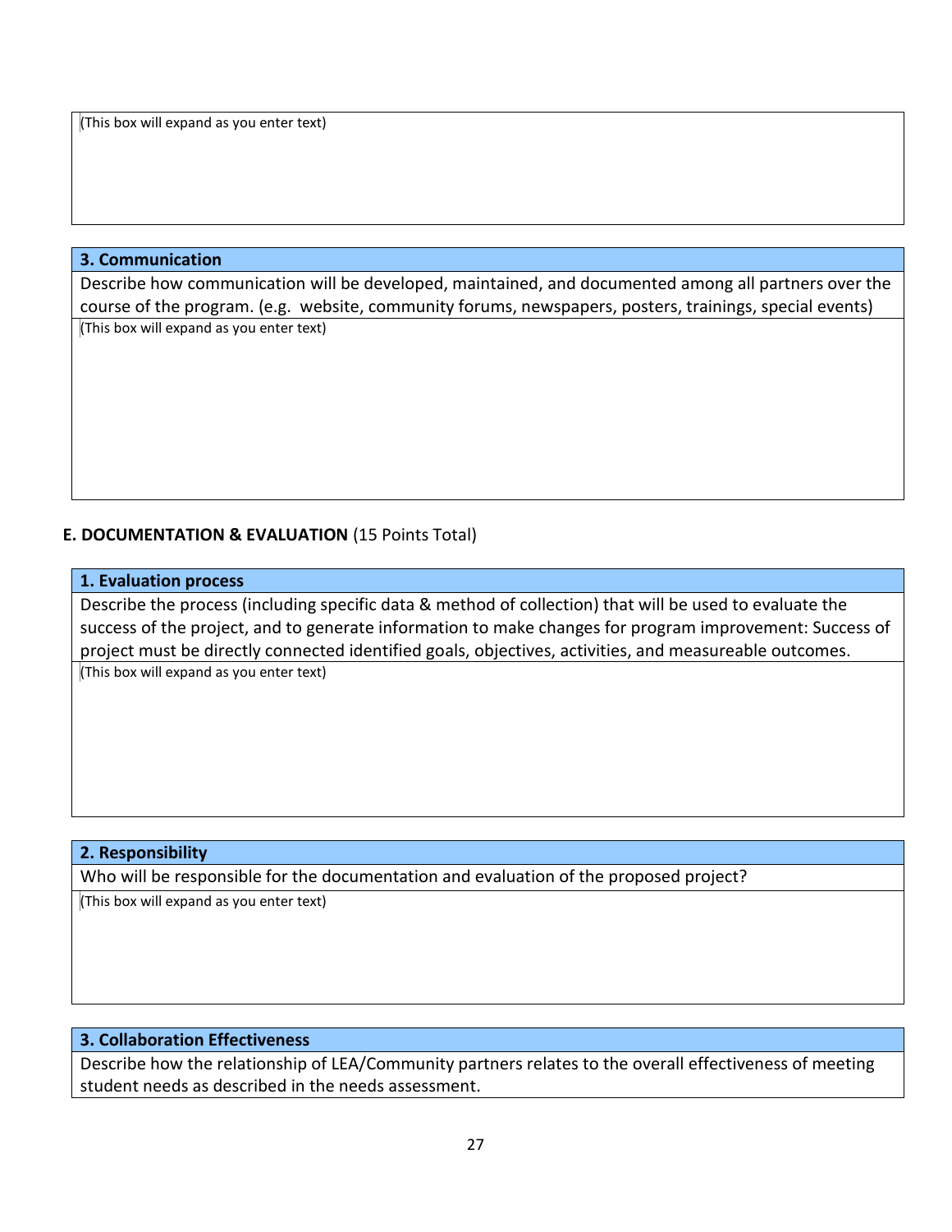(This box will expand as you enter text)

| **3. Communication** |
|---|
| Describe how communication will be developed, maintained, and documented among all partners over the course of the program. (e.g. website, community forums, newspapers, posters, trainings, special events) |
| (This box will expand as you enter text) |

**E. DOCUMENTATION & EVALUATION** (15 Points Total)

| **1. Evaluation process** |
|---|
| Describe the process (including specific data & method of collection) that will be used to evaluate the success of the project, and to generate information to make changes for program improvement: Success of project must be directly connected identified goals, objectives, activities, and measureable outcomes. |
| (This box will expand as you enter text) |

| **2. Responsibility** |
|---|
| Who will be responsible for the documentation and evaluation of the proposed project? |
| (This box will expand as you enter text) |

| **3. Collaboration Effectiveness** |
|---|
| Describe how the relationship of LEA/Community partners relates to the overall effectiveness of meeting student needs as described in the needs assessment. |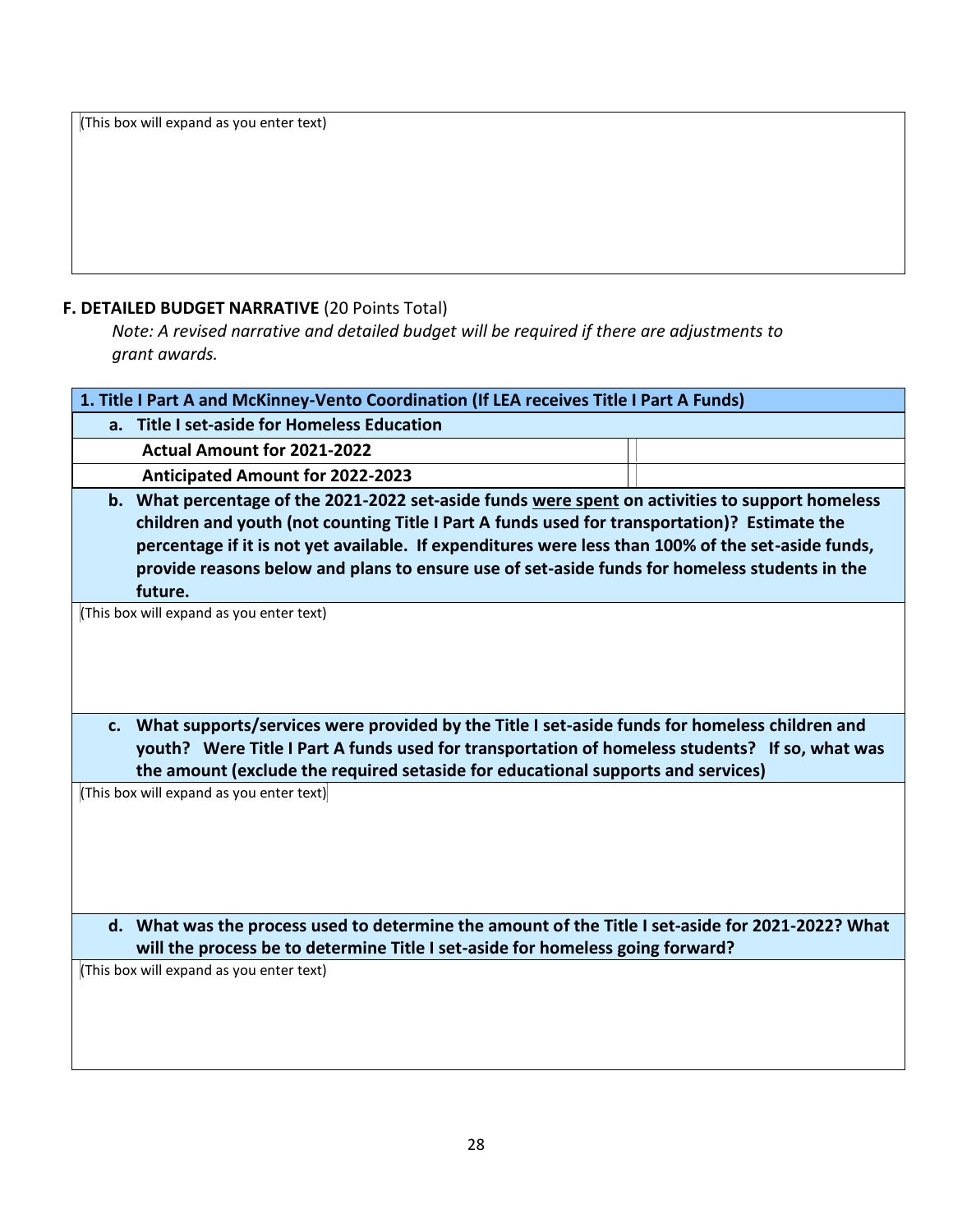(This box will expand as you enter text)

**F. DETAILED BUDGET NARRATIVE** (20 Points Total)

*Note: A revised narrative and detailed budget will be required if there are adjustments to grant awards.*

| **1. Title I Part A and McKinney-Vento Coordination (If LEA receives Title I Part A Funds)** | |
|---|---|
| **a. Title I set-aside for Homeless Education** | |
| **Actual Amount for 2021-2022** | |
| **Anticipated Amount for 2022-2023** | |
| **b. What percentage of the 2021-2022 set-aside funds <u>were spent</u> on activities to support homeless children and youth (not counting Title I Part A funds used for transportation)? Estimate the percentage if it is not yet available. If expenditures were less than 100% of the set-aside funds, provide reasons below and plans to ensure use of set-aside funds for homeless students in the future.** | |
| (This box will expand as you enter text) | |
| **c. What supports/services were provided by the Title I set-aside funds for homeless children and youth? Were Title I Part A funds used for transportation of homeless students? If so, what was the amount (exclude the required setaside for educational supports and services)** | |
| (This box will expand as you enter text) | |
| **d. What was the process used to determine the amount of the Title I set-aside for 2021-2022? What will the process be to determine Title I set-aside for homeless going forward?** | |
| (This box will expand as you enter text) | |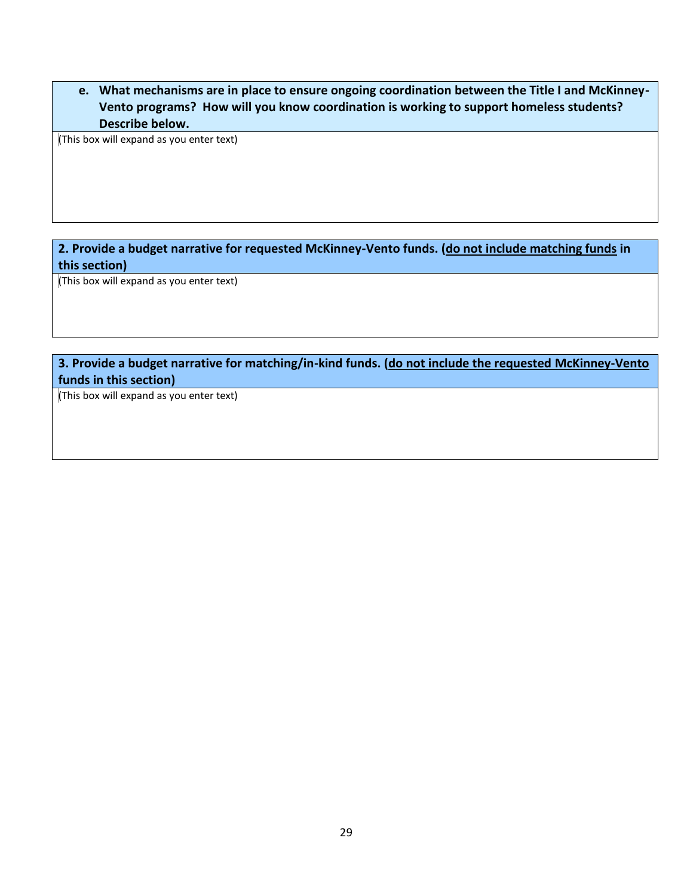**e. What mechanisms are in place to ensure ongoing coordination between the Title I and McKinney-Vento programs? How will you know coordination is working to support homeless students? Describe below.**

(This box will expand as you enter text)

**2. Provide a budget narrative for requested McKinney-Vento funds. (<u>do not include matching funds</u> in this section)**

(This box will expand as you enter text)

**3. Provide a budget narrative for matching/in-kind funds. (<u>do not include the requested McKinney-Vento funds in this section</u>)**

(This box will expand as you enter text)